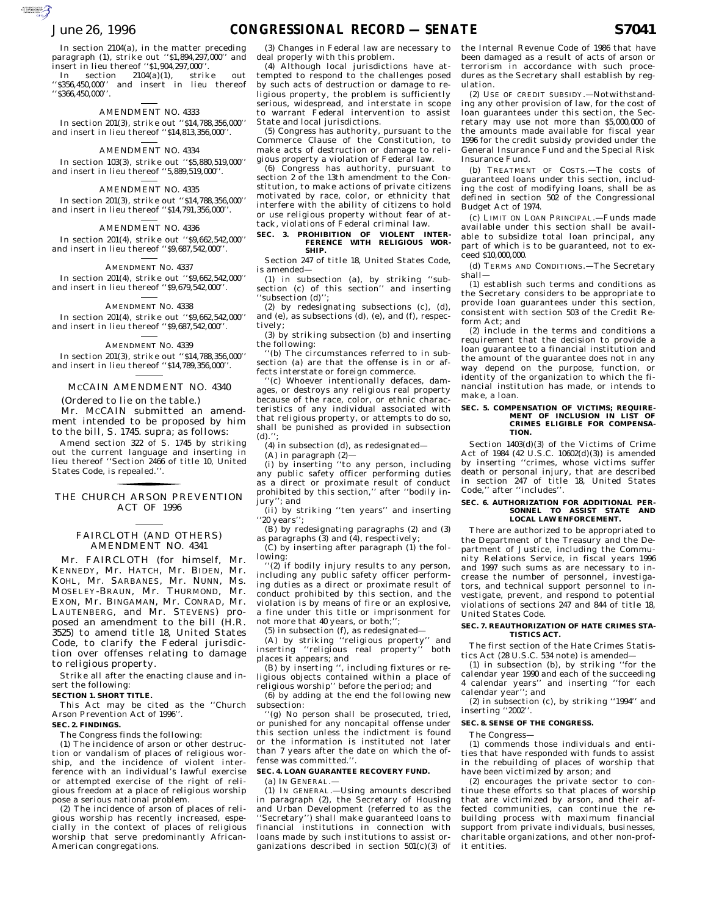In section 2104(a), in the matter preceding paragraph (1), strike out ''$1,894,297,000'' and insert in lieu thereof ''$1,904,297,000''.

In section 2104(a)(1), strike out ''$356,450,000'' and insert in lieu thereof ''$366,450,000''.

AMENDMENT NO. 4333

In section 201(3), strike out ''$14,788,356,000'' and insert in lieu thereof ''$14,813,356,000''.

AMENDMENT NO. 4334

In section 103(3), strike out ''$5,880,519,000'' and insert in lieu thereof ''5,889,519,000''.

AMENDMENT NO. 4335

In section 201(3), strike out ''$14,788,356,000'' and insert in lieu thereof ''$14,791,356,000''.

AMENDMENT NO. 4336

In section 201(4), strike out ''$9,662,542,000'' and insert in lieu thereof ''$9,687,542,000''.

AMENDMENT NO. 4337

In section 201(4), strike out ''$9,662,542,000'' and insert in lieu thereof ''$9,679,542,000''.

AMENDMENT NO. 4338

In section 201(4), strike out ''$9,662,542,000'' and insert in lieu thereof ''$9,687,542,000''.

AMENDMENT NO. 4339

In section 201(3), strike out ''$14,788,356,000'' and insert in lieu thereof ''$14,789,356,000''.

## MCCAIN AMENDMENT NO. 4340

(Ordered to lie on the table.)

Mr. MCCAIN submitted an amendment intended to be proposed by him to the bill, S. 1745. supra; as follows:

Amend section 322 of S. 1745 by striking out the current language and inserting in lieu thereof ''Section 2466 of title 10, United States Code, is repealed.''.

# THE CHURCH ARSON PREVENTION ACT OF 1996

## FAIRCLOTH (AND OTHERS) AMENDMENT NO. 4341

Mr. FAIRCLOTH (for himself, Mr. KENNEDY, Mr. HATCH, Mr. BIDEN, Mr. KOHL, Mr. SARBANES, Mr. NUNN, Ms. MOSELEY-BRAUN, Mr. THURMOND, Mr. EXON, Mr. BINGAMAN, Mr. CONRAD, Mr. LAUTENBERG, and Mr. STEVENS) proposed an amendment to the bill (H.R. 3525) to amend title 18, United States Code, to clarify the Federal jurisdiction over offenses relating to damage to religious property.

Strike all after the enacting clause and insert the following:

**SECTION 1. SHORT TITLE.**

This Act may be cited as the ''Church Arson Prevention Act of 1996''.

**SEC. 2. FINDINGS.**

The Congress finds the following:

(1) The incidence of arson or other destruction or vandalism of places of religious worship, and the incidence of violent interference with an individual's lawful exercise or attempted exercise of the right of religious freedom at a place of religious worship pose a serious national problem.

(2) The incidence of arson of places of religious worship has recently increased, especially in the context of places of religious worship that serve predominantly African-American congregations.

(3) Changes in Federal law are necessary to deal properly with this problem.

(4) Although local jurisdictions have attempted to respond to the challenges posed by such acts of destruction or damage to religious property, the problem is sufficiently serious, widespread, and interstate in scope to warrant Federal intervention to assist State and local jurisdictions.

(5) Congress has authority, pursuant to the Commerce Clause of the Constitution, to make acts of destruction or damage to religious property a violation of Federal law.

(6) Congress has authority, pursuant to section 2 of the 13th amendment to the Constitution, to make actions of private citizens motivated by race, color, or ethnicity that interfere with the ability of citizens to hold or use religious property without fear of attack, violations of Federal criminal law.

**SEC. 3. PROHIBITION OF VIOLENT INTERFERENCE WITH RELIGIOUS WORSHIP.**

Section 247 of title 18, United States Code, is amended—

(1) in subsection (a), by striking ''subsection (c) of this section'' and inserting ''subsection (d)'';

(2) by redesignating subsections (c), (d), and (e), as subsections (d), (e), and (f), respectively;

(3) by striking subsection (b) and inserting the following:

''(b) The circumstances referred to in subsection (a) are that the offense is in or affects interstate or foreign commerce.

''(c) Whoever intentionally defaces, damages, or destroys any religious real property because of the race, color, or ethnic characteristics of any individual associated with that religious property, or attempts to do so, shall be punished as provided in subsection (d).'';

(4) in subsection (d), as redesignated—

(A) in paragraph (2)—

(i) by inserting ''to any person, including any public safety officer performing duties as a direct or proximate result of conduct prohibited by this section,'' after ''bodily injury''; and

(ii) by striking ''ten years'' and inserting ''20 years'';

(B) by redesignating paragraphs (2) and (3) as paragraphs (3) and (4), respectively;

(C) by inserting after paragraph (1) the following:

''(2) if bodily injury results to any person, including any public safety officer performing duties as a direct or proximate result of conduct prohibited by this section, and the violation is by means of fire or an explosive, a fine under this title or imprisonment for not more that 40 years, or both;'';

(5) in subsection (f), as redesignated—

(A) by striking ''religious property'' and inserting ''religious real property'' both places it appears; and

(B) by inserting '', including fixtures or religious objects contained within a place of religious worship'' before the period; and

(6) by adding at the end the following new subsection:

''(g) No person shall be prosecuted, tried, or punished for any noncapital offense under this section unless the indictment is found or the information is instituted not later than 7 years after the date on which the offense was committed.''.

**SEC. 4. LOAN GUARANTEE RECOVERY FUND.**

(a) IN GENERAL.—

(1) IN GENERAL.—Using amounts described in paragraph (2), the Secretary of Housing and Urban Development (referred to as the ''Secretary'') shall make guaranteed loans to financial institutions in connection with loans made by such institutions to assist organizations described in section 501(c)(3) of the Internal Revenue Code of 1986 that have been damaged as a result of acts of arson or terrorism in accordance with such procedures as the Secretary shall establish by regulation.

(2) USE OF CREDIT SUBSIDY.—Notwithstanding any other provision of law, for the cost of loan guarantees under this section, the Secretary may use not more than $5,000,000 of the amounts made available for fiscal year 1996 for the credit subsidy provided under the General Insurance Fund and the Special Risk Insurance Fund.

(b) TREATMENT OF COSTS.—The costs of guaranteed loans under this section, including the cost of modifying loans, shall be as defined in section 502 of the Congressional Budget Act of 1974.

(c) LIMIT ON LOAN PRINCIPAL.—Funds made available under this section shall be available to subsidize total loan principal, any part of which is to be guaranteed, not to exceed $10,000,000.

(d) TERMS AND CONDITIONS.—The Secretary shall—

(1) establish such terms and conditions as the Secretary considers to be appropriate to provide loan guarantees under this section, consistent with section 503 of the Credit Reform Act; and

(2) include in the terms and conditions a requirement that the decision to provide a loan guarantee to a financial institution and the amount of the guarantee does not in any way depend on the purpose, function, or identity of the organization to which the financial institution has made, or intends to make, a loan.

**SEC. 5. COMPENSATION OF VICTIMS; REQUIREMENT OF INCLUSION IN LIST OF CRIMES ELIGIBLE FOR COMPENSATION.**

Section 1403(d)(3) of the Victims of Crime Act of 1984 (42 U.S.C. 10602(d)(3)) is amended by inserting ''crimes, whose victims suffer death or personal injury, that are described in section 247 of title 18, United States Code,'' after ''includes''.

**SEC. 6. AUTHORIZATION FOR ADDITIONAL PERSONNEL TO ASSIST STATE AND LOCAL LAW ENFORCEMENT.**

There are authorized to be appropriated to the Department of the Treasury and the Department of Justice, including the Community Relations Service, in fiscal years 1996 and 1997 such sums as are necessary to increase the number of personnel, investigators, and technical support personnel to investigate, prevent, and respond to potential violations of sections 247 and 844 of title 18, United States Code.

**SEC. 7. REAUTHORIZATION OF HATE CRIMES STATISTICS ACT.**

The first section of the Hate Crimes Statistics Act (28 U.S.C. 534 note) is amended—

(1) in subsection (b), by striking ''for the calendar year 1990 and each of the succeeding 4 calendar years'' and inserting ''for each calendar year''; and

(2) in subsection (c), by striking ''1994'' and inserting ''2002''.

**SEC. 8. SENSE OF THE CONGRESS.**

The Congress—

(1) commends those individuals and entities that have responded with funds to assist in the rebuilding of places of worship that have been victimized by arson; and

(2) encourages the private sector to continue these efforts so that places of worship that are victimized by arson, and their affected communities, can continue the rebuilding process with maximum financial support from private individuals, businesses, charitable organizations, and other non-profit entities.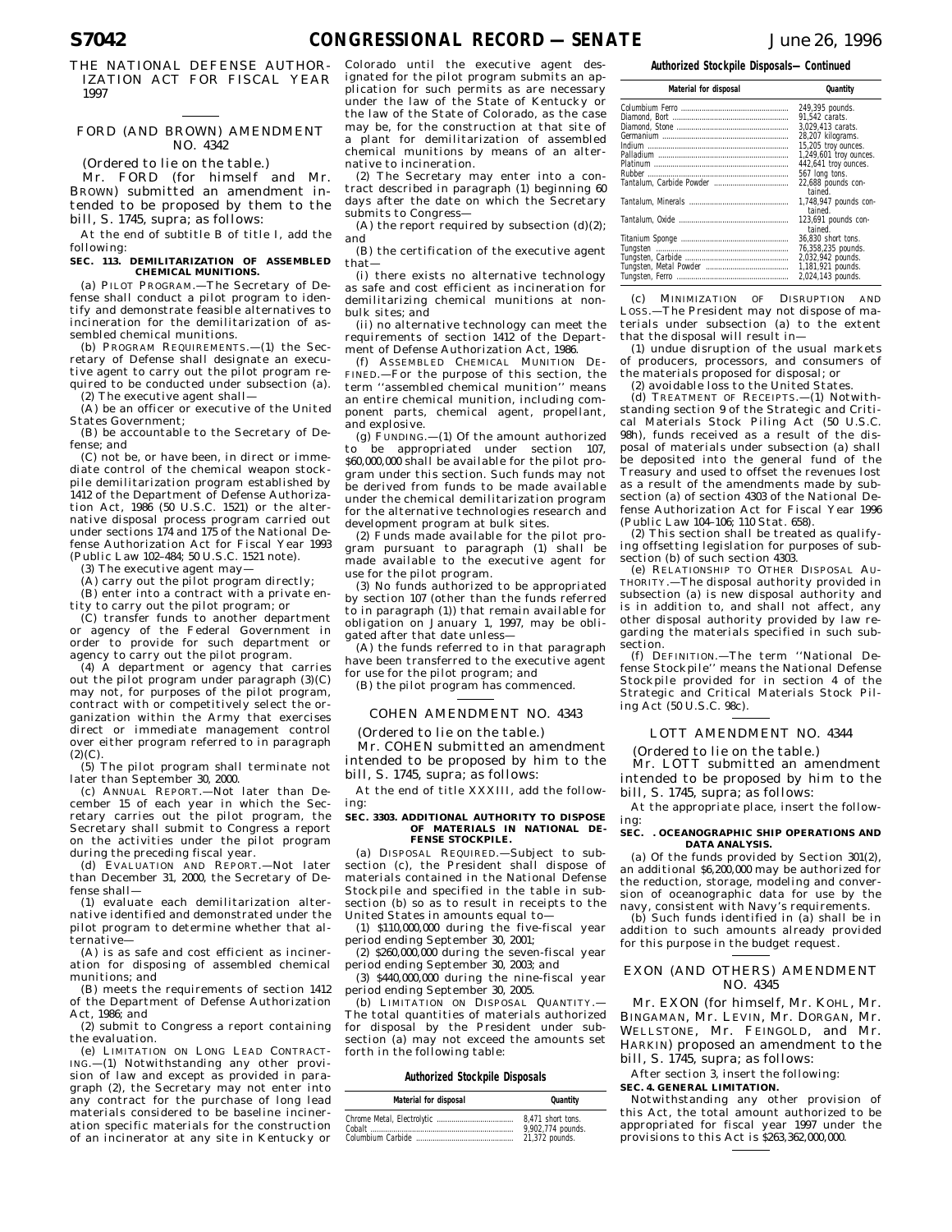## THE NATIONAL DEFENSE AUTHORIZATION ACT FOR FISCAL YEAR 1997

### FORD (AND BROWN) AMENDMENT NO. 4342

(Ordered to lie on the table.)

Mr. FORD (for himself and Mr. BROWN) submitted an amendment intended to be proposed by them to the bill, S. 1745, supra; as follows:

At the end of subtitle B of title I, add the following:

**SEC. 113. DEMILITARIZATION OF ASSEMBLED CHEMICAL MUNITIONS.**

(a) PILOT PROGRAM.—The Secretary of Defense shall conduct a pilot program to identify and demonstrate feasible alternatives to incineration for the demilitarization of assembled chemical munitions.

(b) PROGRAM REQUIREMENTS.—(1) the Secretary of Defense shall designate an executive agent to carry out the pilot program required to be conducted under subsection (a).

(2) The executive agent shall—

(A) be an officer or executive of the United States Government;

(B) be accountable to the Secretary of Defense; and

(C) not be, or have been, in direct or immediate control of the chemical weapon stockpile demilitarization program established by 1412 of the Department of Defense Authorization Act, 1986 (50 U.S.C. 1521) or the alternative disposal process program carried out under sections 174 and 175 of the National Defense Authorization Act for Fiscal Year 1993 (Public Law 102–484; 50 U.S.C. 1521 note).

(3) The executive agent may—

(A) carry out the pilot program directly;

(B) enter into a contract with a private entity to carry out the pilot program; or

(C) transfer funds to another department or agency of the Federal Government in order to provide for such department or agency to carry out the pilot program.

(4) A department or agency that carries out the pilot program under paragraph (3)(C) may not, for purposes of the pilot program, contract with or competitively select the organization within the Army that exercises direct or immediate management control over either program referred to in paragraph (2)(C).

(5) The pilot program shall terminate not later than September 30, 2000.

(c) ANNUAL REPORT.—Not later than December 15 of each year in which the Secretary carries out the pilot program, the Secretary shall submit to Congress a report on the activities under the pilot program during the preceding fiscal year.

(d) EVALUATION AND REPORT.—Not later than December 31, 2000, the Secretary of Defense shall—

(1) evaluate each demilitarization alternative identified and demonstrated under the pilot program to determine whether that alternative—

(A) is as safe and cost efficient as incineration for disposing of assembled chemical munitions; and

(B) meets the requirements of section 1412 of the Department of Defense Authorization Act, 1986; and

(2) submit to Congress a report containing the evaluation.

(e) LIMITATION ON LONG LEAD CONTRACTING.—(1) Notwithstanding any other provision of law and except as provided in paragraph (2), the Secretary may not enter into any contract for the purchase of long lead materials considered to be baseline incineration specific materials for the construction of an incinerator at any site in Kentucky or Colorado until the executive agent designated for the pilot program submits an application for such permits as are necessary under the law of the State of Kentucky or the law of the State of Colorado, as the case may be, for the construction at that site of a plant for demilitarization of assembled chemical munitions by means of an alternative to incineration.

(2) The Secretary may enter into a contract described in paragraph (1) beginning 60 days after the date on which the Secretary submits to Congress—

(A) the report required by subsection (d)(2); and

(B) the certification of the executive agent that—

(i) there exists no alternative technology as safe and cost efficient as incineration for demilitarizing chemical munitions at nonbulk sites; and

(ii) no alternative technology can meet the requirements of section 1412 of the Department of Defense Authorization Act, 1986.

(f) ASSEMBLED CHEMICAL MUNITION DEFINED.—For the purpose of this section, the term ''assembled chemical munition'' means an entire chemical munition, including component parts, chemical agent, propellant, and explosive.

(g) FUNDING.—(1) Of the amount authorized to be appropriated under section 107, $60,000,000 shall be available for the pilot program under this section. Such funds may not be derived from funds to be made available under the chemical demilitarization program for the alternative technologies research and development program at bulk sites.

(2) Funds made available for the pilot program pursuant to paragraph (1) shall be made available to the executive agent for use for the pilot program.

(3) No funds authorized to be appropriated by section 107 (other than the funds referred to in paragraph (1)) that remain available for obligation on January 1, 1997, may be obligated after that date unless—

(A) the funds referred to in that paragraph have been transferred to the executive agent for use for the pilot program; and

(B) the pilot program has commenced.

### COHEN AMENDMENT NO. 4343

(Ordered to lie on the table.)

Mr. COHEN submitted an amendment intended to be proposed by him to the bill, S. 1745, supra; as follows:

At the end of title XXXIII, add the following:

**SEC. 3303. ADDITIONAL AUTHORITY TO DISPOSE OF MATERIALS IN NATIONAL DEFENSE STOCKPILE.**

(a) DISPOSAL REQUIRED.—Subject to subsection (c), the President shall dispose of materials contained in the National Defense Stockpile and specified in the table in subsection (b) so as to result in receipts to the United States in amounts equal to—

(1) $110,000,000 during the five-fiscal year period ending September 30, 2001;

(2) $260,000,000 during the seven-fiscal year period ending September 30, 2003; and

(3) $440,000,000 during the nine-fiscal year period ending September 30, 2005.

(b) LIMITATION ON DISPOSAL QUANTITY.—The total quantities of materials authorized for disposal by the President under subsection (a) may not exceed the amounts set forth in the following table:

**Authorized Stockpile Disposals**

| Material for disposal | Quantity |
|---|---|
| Chrome Metal, Electrolytic | 8,471 short tons. |
| Cobalt | 9,902,774 pounds. |
| Columbium Carbide | 21,372 pounds. |
| Columbium Ferro | 249,395 pounds. |
| Diamond, Bort | 91,542 carats. |
| Diamond, Stone | 3,029,413 carats. |
| Germanium | 28,207 kilograms. |
| Indium | 15,205 troy ounces. |
| Palladium | 1,249,601 troy ounces. |
| Platinum | 442,641 troy ounces. |
| Rubber | 567 long tons. |
| Tantalum, Carbide Powder | 22,688 pounds contained. |
| Tantalum, Minerals | 1,748,947 pounds contained. |
| Tantalum, Oxide | 123,691 pounds contained. |
| Titanium Sponge | 36,830 short tons. |
| Tungsten | 76,358,235 pounds. |
| Tungsten, Carbide | 2,032,942 pounds. |
| Tungsten, Metal Powder | 1,181,921 pounds. |
| Tungsten, Ferro | 2,024,143 pounds. |

(c) MINIMIZATION OF DISRUPTION AND LOSS.—The President may not dispose of materials under subsection (a) to the extent that the disposal will result in—

(1) undue disruption of the usual markets of producers, processors, and consumers of the materials proposed for disposal; or

(2) avoidable loss to the United States.

(d) TREATMENT OF RECEIPTS.—(1) Notwithstanding section 9 of the Strategic and Critical Materials Stock Piling Act (50 U.S.C. 98h), funds received as a result of the disposal of materials under subsection (a) shall be deposited into the general fund of the Treasury and used to offset the revenues lost as a result of the amendments made by subsection (a) of section 4303 of the National Defense Authorization Act for Fiscal Year 1996 (Public Law 104–106; 110 Stat. 658).

(2) This section shall be treated as qualifying offsetting legislation for purposes of subsection (b) of such section 4303.

(e) RELATIONSHIP TO OTHER DISPOSAL AUTHORITY.—The disposal authority provided in subsection (a) is new disposal authority and is in addition to, and shall not affect, any other disposal authority provided by law regarding the materials specified in such subsection.

(f) DEFINITION.—The term ''National Defense Stockpile'' means the National Defense Stockpile provided for in section 4 of the Strategic and Critical Materials Stock Piling Act (50 U.S.C. 98c).

### LOTT AMENDMENT NO. 4344

(Ordered to lie on the table.)

Mr. LOTT submitted an amendment intended to be proposed by him to the bill, S. 1745, supra; as follows:

At the appropriate place, insert the following:

**SEC. . OCEANOGRAPHIC SHIP OPERATIONS AND DATA ANALYSIS.**

(a) Of the funds provided by Section 301(2), an additional $6,200,000 may be authorized for the reduction, storage, modeling and conversion of oceanographic data for use by the navy, consistent with Navy's requirements.

(b) Such funds identified in (a) shall be in addition to such amounts already provided for this purpose in the budget request.

### EXON (AND OTHERS) AMENDMENT NO. 4345

Mr. EXON (for himself, Mr. KOHL, Mr. BINGAMAN, Mr. LEVIN, Mr. DORGAN, Mr. WELLSTONE, Mr. FEINGOLD, and Mr. HARKIN) proposed an amendment to the bill, S. 1745, supra; as follows:

After section 3, insert the following:

**SEC. 4. GENERAL LIMITATION.**

Notwithstanding any other provision of this Act, the total amount authorized to be appropriated for fiscal year 1997 under the provisions to this Act is $263,362,000,000.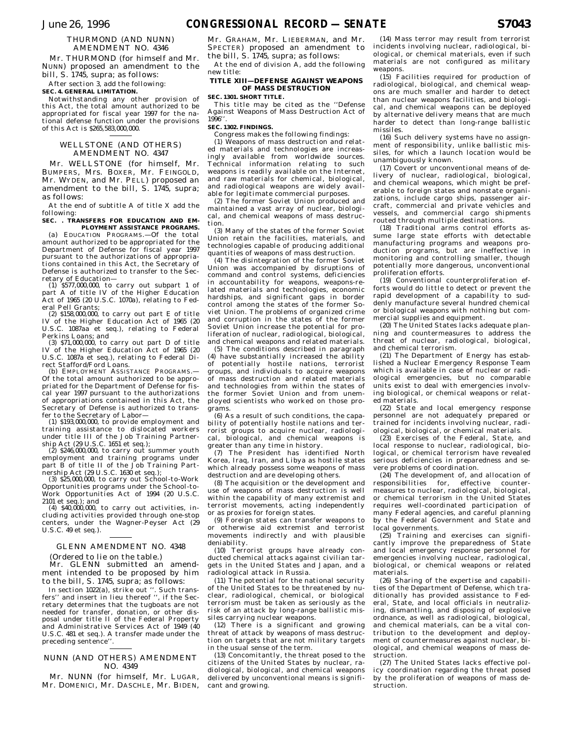### THURMOND (AND NUNN) AMENDMENT NO. 4346

Mr. THURMOND (for himself and Mr. NUNN) proposed an amendment to the bill, S. 1745, supra; as follows:

After section 3, add the following:

**SEC. 4. GENERAL LIMITATION.**

Notwithstanding any other provision of this Act, the total amount authorized to be appropriated for fiscal year 1997 for the national defense function under the provisions of this Act is $265,583,000,000.

### WELLSTONE (AND OTHERS) AMENDMENT NO. 4347

Mr. WELLSTONE (for himself, Mr. BUMPERS, Mrs. BOXER, Mr. FEINGOLD, Mr. WYDEN, and Mr. PELL) proposed an amendment to the bill, S. 1745, supra; as follows:

At the end of subtitle A of title X add the following:

**SEC. . TRANSFERS FOR EDUCATION AND EMPLOYMENT ASSISTANCE PROGRAMS.**

(a) EDUCATION PROGRAMS.—Of the total amount authorized to be appropriated for the Department of Defense for fiscal year 1997 pursuant to the authorizations of appropriations contained in this Act, the Secretary of Defense is authorized to transfer to the Secretary of Education—

(1) $577,000,000, to carry out subpart 1 of part A of title IV of the Higher Education Act of 1965 (20 U.S.C. 1070a), relating to Federal Pell Grants;

(2) $158,000,000, to carry out part E of title IV of the Higher Education Act of 1965 (20 U.S.C. 1087aa et seq.), relating to Federal Perkins Loans; and

(3) $71,000,000, to carry out part D of title IV of the Higher Education Act of 1965 (20 U.S.C. 1087a et seq.), relating to Federal Direct Stafford/Ford Loans.

(b) EMPLOYMENT ASSISTANCE PROGRAMS.—Of the total amount authorized to be appropriated for the Department of Defense for fiscal year 1997 pursuant to the authorizations of appropriations contained in this Act, the Secretary of Defense is authorized to transfer to the Secretary of Labor—

(1) $193,000,000, to provide employment and training assistance to dislocated workers under title III of the Job Training Partnership Act (29 U.S.C. 1651 et seq.);

(2) $246,000,000, to carry out summer youth employment and training programs under part B of title II of the Job Training Partnership Act (29 U.S.C. 1630 et seq.);

(3) $25,000,000, to carry out School-to-Work Opportunities programs under the School-to-Work Opportunities Act of 1994 (20 U.S.C. 2101 et seq.); and

(4) $40,000,000, to carry out activities, including activities provided through one-stop centers, under the Wagner-Peyser Act (29 U.S.C. 49 et seq.).

### GLENN AMENDMENT NO. 4348

(Ordered to lie on the table.)

Mr. GLENN submitted an amendment intended to be proposed by him to the bill, S. 1745, supra; as follows:

In section 1022(a), strike out ''. Such transfers'' and insert in lieu thereof '', if the Secretary determines that the tugboats are not needed for transfer, donation, or other disposal under title II of the Federal Property and Administrative Services Act of 1949 (40 U.S.C. 481 et seq.). A transfer made under the preceding sentence''.

### NUNN (AND OTHERS) AMENDMENT NO. 4349

Mr. NUNN (for himself, Mr. LUGAR, Mr. DOMENICI, Mr. DASCHLE, Mr. BIDEN, Mr. GRAHAM, Mr. LIEBERMAN, and Mr. SPECTER) proposed an amendment to the bill, S. 1745, supra; as follows:

At the end of division A, add the following new title:

**TITLE XIII—DEFENSE AGAINST WEAPONS OF MASS DESTRUCTION**

**SEC. 1301. SHORT TITLE.**

This title may be cited as the ''Defense Against Weapons of Mass Destruction Act of 1996''.

**SEC. 1302. FINDINGS.**

Congress makes the following findings:

(1) Weapons of mass destruction and related materials and technologies are increasingly available from worldwide sources. Technical information relating to such weapons is readily available on the Internet, and raw materials for chemical, biological, and radiological weapons are widely available for legitimate commercial purposes.

(2) The former Soviet Union produced and maintained a vast array of nuclear, biological, and chemical weapons of mass destruction.

(3) Many of the states of the former Soviet Union retain the facilities, materials, and technologies capable of producing additional quantities of weapons of mass destruction.

(4) The disintegration of the former Soviet Union was accompanied by disruptions of command and control systems, deficiencies in accountability for weapons, weapons-related materials and technologies, economic hardships, and significant gaps in border control among the states of the former Soviet Union. The problems of organized crime and corruption in the states of the former Soviet Union increase the potential for proliferation of nuclear, radiological, biological, and chemical weapons and related materials.

(5) The conditions described in paragraph (4) have substantially increased the ability of potentially hostile nations, terrorist groups, and individuals to acquire weapons of mass destruction and related materials and technologies from within the states of the former Soviet Union and from unemployed scientists who worked on those programs.

(6) As a result of such conditions, the capability of potentially hostile nations and terrorist groups to acquire nuclear, radiological, biological, and chemical weapons is greater than any time in history.

(7) The President has identified North Korea, Iraq, Iran, and Libya as hostile states which already possess some weapons of mass destruction and are developing others.

(8) The acquisition or the development and use of weapons of mass destruction is well within the capability of many extremist and terrorist movements, acting independently or as proxies for foreign states.

(9) Foreign states can transfer weapons to or otherwise aid extremist and terrorist movements indirectly and with plausible deniability.

(10) Terrorist groups have already conducted chemical attacks against civilian targets in the United States and Japan, and a radiological attack in Russia.

(11) The potential for the national security of the United States to be threatened by nuclear, radiological, chemical, or biological terrorism must be taken as seriously as the risk of an attack by long-range ballistic missiles carrying nuclear weapons.

(12) There is a significant and growing threat of attack by weapons of mass destruction on targets that are not military targets in the usual sense of the term.

(13) Concomitantly, the threat posed to the citizens of the United States by nuclear, radiological, biological, and chemical weapons delivered by unconventional means is significant and growing.

(14) Mass terror may result from terrorist incidents involving nuclear, radiological, biological, or chemical materials, even if such materials are not configured as military weapons.

(15) Facilities required for production of radiological, biological, and chemical weapons are much smaller and harder to detect than nuclear weapons facilities, and biological, and chemical weapons can be deployed by alternative delivery means that are much harder to detect than long-range ballistic missiles.

(16) Such delivery systems have no assignment of responsibility, unlike ballistic missiles, for which a launch location would be unambiguously known.

(17) Covert or unconventional means of delivery of nuclear, radiological, biological, and chemical weapons, which might be preferable to foreign states and nonstate organizations, include cargo ships, passenger aircraft, commercial and private vehicles and vessels, and commercial cargo shipments routed through multiple destinations.

(18) Traditional arms control efforts assume large state efforts with detectable manufacturing programs and weapons production programs, but are ineffective in monitoring and controlling smaller, though potentially more dangerous, unconventional proliferation efforts.

(19) Conventional counterproliferation efforts would do little to detect or prevent the rapid development of a capability to suddenly manufacture several hundred chemical or biological weapons with nothing but commercial supplies and equipment.

(20) The United States lacks adequate planning and countermeasures to address the threat of nuclear, radiological, biological, and chemical terrorism.

(21) The Department of Energy has established a Nuclear Emergency Response Team which is available in case of nuclear or radiological emergencies, but no comparable units exist to deal with emergencies involving biological, or chemical weapons or related materials.

(22) State and local emergency response personnel are not adequately prepared or trained for incidents involving nuclear, radiological, biological, or chemical materials.

(23) Exercises of the Federal, State, and local response to nuclear, radiological, biological, or chemical terrorism have revealed serious deficiencies in preparedness and severe problems of coordination.

(24) The development of, and allocation of responsibilities for, effective countermeasures to nuclear, radiological, biological, or chemical terrorism in the United States requires well-coordinated participation of many Federal agencies, and careful planning by the Federal Government and State and local governments.

(25) Training and exercises can significantly improve the preparedness of State and local emergency response personnel for emergencies involving nuclear, radiological, biological, or chemical weapons or related materials.

(26) Sharing of the expertise and capabilities of the Department of Defense, which traditionally has provided assistance to Federal, State, and local officials in neutralizing, dismantling, and disposing of explosive ordnance, as well as radiological, biological, and chemical materials, can be a vital contribution to the development and deployment of countermeasures against nuclear, biological, and chemical weapons of mass destruction.

(27) The United States lacks effective policy coordination regarding the threat posed by the proliferation of weapons of mass destruction.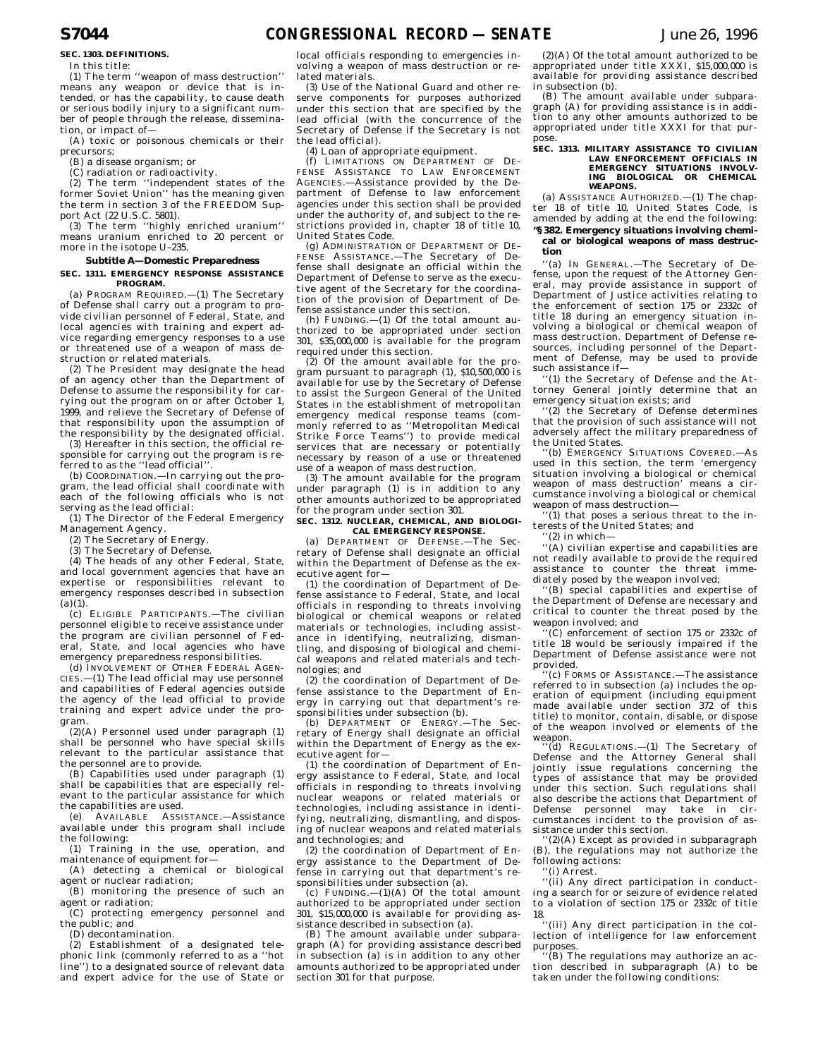**SEC. 1303. DEFINITIONS.**

In this title:

(1) The term ''weapon of mass destruction'' means any weapon or device that is intended, or has the capability, to cause death or serious bodily injury to a significant number of people through the release, dissemination, or impact of—

(A) toxic or poisonous chemicals or their precursors;

(B) a disease organism; or

(C) radiation or radioactivity.

(2) The term ''independent states of the former Soviet Union'' has the meaning given the term in section 3 of the FREEDOM Support Act (22 U.S.C. 5801).

(3) The term ''highly enriched uranium'' means uranium enriched to 20 percent or more in the isotope U–235.

### Subtitle A—Domestic Preparedness

**SEC. 1311. EMERGENCY RESPONSE ASSISTANCE PROGRAM.**

(a) PROGRAM REQUIRED.—(1) The Secretary of Defense shall carry out a program to provide civilian personnel of Federal, State, and local agencies with training and expert advice regarding emergency responses to a use or threatened use of a weapon of mass destruction or related materials.

(2) The President may designate the head of an agency other than the Department of Defense to assume the responsibility for carrying out the program on or after October 1, 1999, and relieve the Secretary of Defense of that responsibility upon the assumption of the responsibility by the designated official.

(3) Hereafter in this section, the official responsible for carrying out the program is referred to as the ''lead official''.

(b) COORDINATION.—In carrying out the program, the lead official shall coordinate with each of the following officials who is not serving as the lead official:

(1) The Director of the Federal Emergency Management Agency.

(2) The Secretary of Energy.

(3) The Secretary of Defense.

(4) The heads of any other Federal, State, and local government agencies that have an expertise or responsibilities relevant to emergency responses described in subsection (a)(1).

(c) ELIGIBLE PARTICIPANTS.—The civilian personnel eligible to receive assistance under the program are civilian personnel of Federal, State, and local agencies who have emergency preparedness responsibilities.

(d) INVOLVEMENT OF OTHER FEDERAL AGENCIES.—(1) The lead official may use personnel and capabilities of Federal agencies outside the agency of the lead official to provide training and expert advice under the program.

(2)(A) Personnel used under paragraph (1) shall be personnel who have special skills relevant to the particular assistance that the personnel are to provide.

(B) Capabilities used under paragraph (1) shall be capabilities that are especially relevant to the particular assistance for which the capabilities are used.

(e) AVAILABLE ASSISTANCE.—Assistance available under this program shall include the following:

(1) Training in the use, operation, and maintenance of equipment for—

(A) detecting a chemical or biological agent or nuclear radiation;

(B) monitoring the presence of such an agent or radiation;

(C) protecting emergency personnel and the public; and

(D) decontamination.

(2) Establishment of a designated telephonic link (commonly referred to as a ''hot line'') to a designated source of relevant data and expert advice for the use of State or local officials responding to emergencies involving a weapon of mass destruction or related materials.

(3) Use of the National Guard and other reserve components for purposes authorized under this section that are specified by the lead official (with the concurrence of the Secretary of Defense if the Secretary is not the lead official).

(4) Loan of appropriate equipment.

(f) LIMITATIONS ON DEPARTMENT OF DEFENSE ASSISTANCE TO LAW ENFORCEMENT AGENCIES.—Assistance provided by the Department of Defense to law enforcement agencies under this section shall be provided under the authority of, and subject to the restrictions provided in, chapter 18 of title 10, United States Code.

(g) ADMINISTRATION OF DEPARTMENT OF DEFENSE ASSISTANCE.—The Secretary of Defense shall designate an official within the Department of Defense to serve as the executive agent of the Secretary for the coordination of the provision of Department of Defense assistance under this section.

(h) FUNDING.—(1) Of the total amount authorized to be appropriated under section 301, $35,000,000 is available for the program required under this section.

(2) Of the amount available for the program pursuant to paragraph (1), $10,500,000 is available for use by the Secretary of Defense to assist the Surgeon General of the United States in the establishment of metropolitan emergency medical response teams (commonly referred to as ''Metropolitan Medical Strike Force Teams'') to provide medical services that are necessary or potentially necessary by reason of a use or threatened use of a weapon of mass destruction.

(3) The amount available for the program under paragraph (1) is in addition to any other amounts authorized to be appropriated for the program under section 301.

**SEC. 1312. NUCLEAR, CHEMICAL, AND BIOLOGICAL EMERGENCY RESPONSE.**

(a) DEPARTMENT OF DEFENSE.—The Secretary of Defense shall designate an official within the Department of Defense as the executive agent for—

(1) the coordination of Department of Defense assistance to Federal, State, and local officials in responding to threats involving biological or chemical weapons or related materials or technologies, including assistance in identifying, neutralizing, dismantling, and disposing of biological and chemical weapons and related materials and technologies; and

(2) the coordination of Department of Defense assistance to the Department of Energy in carrying out that department's responsibilities under subsection (b).

(b) DEPARTMENT OF ENERGY.—The Secretary of Energy shall designate an official within the Department of Energy as the executive agent for—

(1) the coordination of Department of Energy assistance to Federal, State, and local officials in responding to threats involving nuclear weapons or related materials or technologies, including assistance in identifying, neutralizing, dismantling, and disposing of nuclear weapons and related materials and technologies; and

(2) the coordination of Department of Energy assistance to the Department of Defense in carrying out that department's responsibilities under subsection (a).

(c) FUNDING.—(1)(A) Of the total amount authorized to be appropriated under section 301, $15,000,000 is available for providing assistance described in subsection (a).

(B) The amount available under subparagraph (A) for providing assistance described in subsection (a) is in addition to any other amounts authorized to be appropriated under section 301 for that purpose.

(2)(A) Of the total amount authorized to be appropriated under title XXXI, $15,000,000 is available for providing assistance described in subsection (b).

(B) The amount available under subparagraph (A) for providing assistance is in addition to any other amounts authorized to be appropriated under title XXXI for that purpose.

**SEC. 1313. MILITARY ASSISTANCE TO CIVILIAN LAW ENFORCEMENT OFFICIALS IN EMERGENCY SITUATIONS INVOLVING BIOLOGICAL OR CHEMICAL WEAPONS.**

(a) ASSISTANCE AUTHORIZED.—(1) The chapter 18 of title 10, United States Code, is amended by adding at the end the following:

**''§ 382. Emergency situations involving chemical or biological weapons of mass destruction**

''(a) IN GENERAL.—The Secretary of Defense, upon the request of the Attorney General, may provide assistance in support of Department of Justice activities relating to the enforcement of section 175 or 2332c of title 18 during an emergency situation involving a biological or chemical weapon of mass destruction. Department of Defense resources, including personnel of the Department of Defense, may be used to provide such assistance if—

''(1) the Secretary of Defense and the Attorney General jointly determine that an emergency situation exists; and

''(2) the Secretary of Defense determines that the provision of such assistance will not adversely affect the military preparedness of the United States.

''(b) EMERGENCY SITUATIONS COVERED.—As used in this section, the term 'emergency situation involving a biological or chemical weapon of mass destruction' means a circumstance involving a biological or chemical weapon of mass destruction—

''(1) that poses a serious threat to the interests of the United States; and

''(2) in which—

''(A) civilian expertise and capabilities are not readily available to provide the required assistance to counter the threat immediately posed by the weapon involved;

''(B) special capabilities and expertise of the Department of Defense are necessary and critical to counter the threat posed by the weapon involved; and

''(C) enforcement of section 175 or 2332c of title 18 would be seriously impaired if the Department of Defense assistance were not provided.

''(c) FORMS OF ASSISTANCE.—The assistance referred to in subsection (a) includes the operation of equipment (including equipment made available under section 372 of this title) to monitor, contain, disable, or dispose of the weapon involved or elements of the weapon.

''(d) REGULATIONS.—(1) The Secretary of Defense and the Attorney General shall jointly issue regulations concerning the types of assistance that may be provided under this section. Such regulations shall also describe the actions that Department of Defense personnel may take in circumstances incident to the provision of assistance under this section.

''(2)(A) Except as provided in subparagraph (B), the regulations may not authorize the following actions:

''(i) Arrest.

''(ii) Any direct participation in conducting a search for or seizure of evidence related to a violation of section 175 or 2332c of title 18.

''(iii) Any direct participation in the collection of intelligence for law enforcement purposes.

''(B) The regulations may authorize an action described in subparagraph (A) to be taken under the following conditions: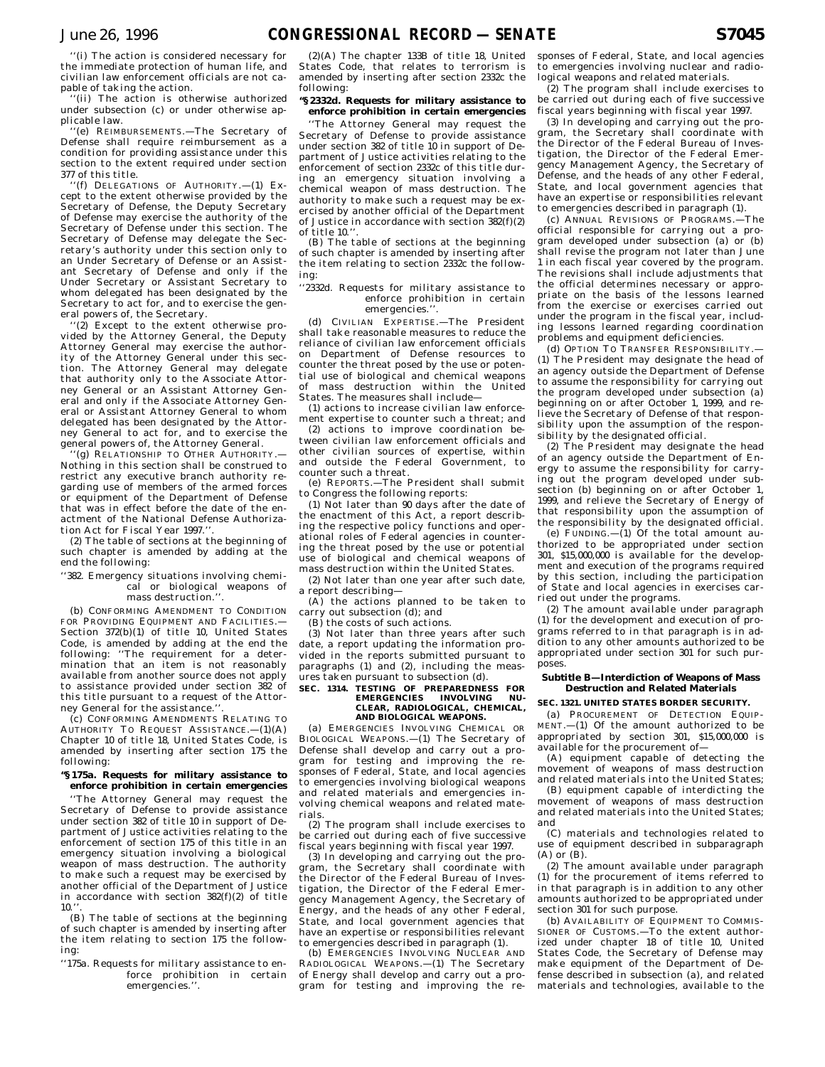''(i) The action is considered necessary for the immediate protection of human life, and civilian law enforcement officials are not capable of taking the action.

''(ii) The action is otherwise authorized under subsection (c) or under otherwise applicable law.

''(e) REIMBURSEMENTS.—The Secretary of Defense shall require reimbursement as a condition for providing assistance under this section to the extent required under section 377 of this title.

''(f) DELEGATIONS OF AUTHORITY.—(1) Except to the extent otherwise provided by the Secretary of Defense, the Deputy Secretary of Defense may exercise the authority of the Secretary of Defense under this section. The Secretary of Defense may delegate the Secretary's authority under this section only to an Under Secretary of Defense or an Assistant Secretary of Defense and only if the Under Secretary or Assistant Secretary to whom delegated has been designated by the Secretary to act for, and to exercise the general powers of, the Secretary.

''(2) Except to the extent otherwise provided by the Attorney General, the Deputy Attorney General may exercise the authority of the Attorney General under this section. The Attorney General may delegate that authority only to the Associate Attorney General or an Assistant Attorney General and only if the Associate Attorney General or Assistant Attorney General to whom delegated has been designated by the Attorney General to act for, and to exercise the general powers of, the Attorney General.

''(g) RELATIONSHIP TO OTHER AUTHORITY.—Nothing in this section shall be construed to restrict any executive branch authority regarding use of members of the armed forces or equipment of the Department of Defense that was in effect before the date of the enactment of the National Defense Authorization Act for Fiscal Year 1997.''.

(2) The table of sections at the beginning of such chapter is amended by adding at the end the following:

''382. Emergency situations involving chemical or biological weapons of mass destruction.''.

(b) CONFORMING AMENDMENT TO CONDITION FOR PROVIDING EQUIPMENT AND FACILITIES.—Section 372(b)(1) of title 10, United States Code, is amended by adding at the end the following: ''The requirement for a determination that an item is not reasonably available from another source does not apply to assistance provided under section 382 of this title pursuant to a request of the Attorney General for the assistance.''.

(c) CONFORMING AMENDMENTS RELATING TO AUTHORITY TO REQUEST ASSISTANCE.—(1)(A) Chapter 10 of title 18, United States Code, is amended by inserting after section 175 the following:

**''§ 175a. Requests for military assistance to enforce prohibition in certain emergencies**

''The Attorney General may request the Secretary of Defense to provide assistance under section 382 of title 10 in support of Department of Justice activities relating to the enforcement of section 175 of this title in an emergency situation involving a biological weapon of mass destruction. The authority to make such a request may be exercised by another official of the Department of Justice in accordance with section 382(f)(2) of title 10.''.

(B) The table of sections at the beginning of such chapter is amended by inserting after the item relating to section 175 the following:

''175a. Requests for military assistance to enforce prohibition in certain emergencies.''.

(2)(A) The chapter 133B of title 18, United States Code, that relates to terrorism is amended by inserting after section 2332c the following:

**''§ 2332d. Requests for military assistance to enforce prohibition in certain emergencies**

''The Attorney General may request the Secretary of Defense to provide assistance under section 382 of title 10 in support of Department of Justice activities relating to the enforcement of section 2332c of this title during an emergency situation involving a chemical weapon of mass destruction. The authority to make a request may be exercised by another official of the Department of Justice in accordance with section 382(f)(2) of title 10.''.

(B) The table of sections at the beginning of such chapter is amended by inserting after the item relating to section 2332c the following:

''2332d. Requests for military assistance to enforce prohibition in certain emergencies.''.

(d) CIVILIAN EXPERTISE.—The President shall take reasonable measures to reduce the reliance of civilian law enforcement officials on Department of Defense resources to counter the threat posed by the use or potential use of biological and chemical weapons of mass destruction within the United States. The measures shall include—

(1) actions to increase civilian law enforcement expertise to counter such a threat; and

(2) actions to improve coordination between civilian law enforcement officials and other civilian sources of expertise, within and outside the Federal Government, to counter such a threat.

(e) REPORTS.—The President shall submit to Congress the following reports:

(1) Not later than 90 days after the date of the enactment of this Act, a report describing the respective policy functions and operational roles of Federal agencies in countering the threat posed by the use or potential use of biological and chemical weapons of mass destruction within the United States.

(2) Not later than one year after such date, a report describing—

(A) the actions planned to be taken to carry out subsection (d); and

(B) the costs of such actions.

(3) Not later than three years after such date, a report updating the information provided in the reports submitted pursuant to paragraphs (1) and (2), including the measures taken pursuant to subsection (d).

**SEC. 1314. TESTING OF PREPAREDNESS FOR EMERGENCIES INVOLVING NUCLEAR, RADIOLOGICAL, CHEMICAL, AND BIOLOGICAL WEAPONS.**

(a) EMERGENCIES INVOLVING CHEMICAL OR BIOLOGICAL WEAPONS.—(1) The Secretary of Defense shall develop and carry out a program for testing and improving the responses of Federal, State, and local agencies to emergencies involving biological weapons and related materials and emergencies involving chemical weapons and related materials.

(2) The program shall include exercises to be carried out during each of five successive fiscal years beginning with fiscal year 1997.

(3) In developing and carrying out the program, the Secretary shall coordinate with the Director of the Federal Bureau of Investigation, the Director of the Federal Emergency Management Agency, the Secretary of Energy, and the heads of any other Federal, State, and local government agencies that have an expertise or responsibilities relevant to emergencies described in paragraph (1).

(b) EMERGENCIES INVOLVING NUCLEAR AND RADIOLOGICAL WEAPONS.—(1) The Secretary of Energy shall develop and carry out a program for testing and improving the responses of Federal, State, and local agencies to emergencies involving nuclear and radiological weapons and related materials.

(2) The program shall include exercises to be carried out during each of five successive fiscal years beginning with fiscal year 1997.

(3) In developing and carrying out the program, the Secretary shall coordinate with the Director of the Federal Bureau of Investigation, the Director of the Federal Emergency Management Agency, the Secretary of Defense, and the heads of any other Federal, State, and local government agencies that have an expertise or responsibilities relevant to emergencies described in paragraph (1).

(c) ANNUAL REVISIONS OF PROGRAMS.—The official responsible for carrying out a program developed under subsection (a) or (b) shall revise the program not later than June 1 in each fiscal year covered by the program. The revisions shall include adjustments that the official determines necessary or appropriate on the basis of the lessons learned from the exercise or exercises carried out under the program in the fiscal year, including lessons learned regarding coordination problems and equipment deficiencies.

(d) OPTION TO TRANSFER RESPONSIBILITY.—(1) The President may designate the head of an agency outside the Department of Defense to assume the responsibility for carrying out the program developed under subsection (a) beginning on or after October 1, 1999, and relieve the Secretary of Defense of that responsibility upon the assumption of the responsibility by the designated official.

(2) The President may designate the head of an agency outside the Department of Energy to assume the responsibility for carrying out the program developed under subsection (b) beginning on or after October 1, 1999, and relieve the Secretary of Energy of that responsibility upon the assumption of the responsibility by the designated official.

(e) FUNDING.—(1) Of the total amount authorized to be appropriated under section 301, $15,000,000 is available for the development and execution of the programs required by this section, including the participation of State and local agencies in exercises carried out under the programs.

(2) The amount available under paragraph (1) for the development and execution of programs referred to in that paragraph is in addition to any other amounts authorized to be appropriated under section 301 for such purposes.

**Subtitle B—Interdiction of Weapons of Mass Destruction and Related Materials**

**SEC. 1321. UNITED STATES BORDER SECURITY.**

(a) PROCUREMENT OF DETECTION EQUIPMENT.—(1) Of the amount authorized to be appropriated by section 301, $15,000,000 is available for the procurement of—

(A) equipment capable of detecting the movement of weapons of mass destruction and related materials into the United States;

(B) equipment capable of interdicting the movement of weapons of mass destruction and related materials into the United States; and

(C) materials and technologies related to use of equipment described in subparagraph (A) or (B).

(2) The amount available under paragraph (1) for the procurement of items referred to in that paragraph is in addition to any other amounts authorized to be appropriated under section 301 for such purpose.

(b) AVAILABILITY OF EQUIPMENT TO COMMISSIONER OF CUSTOMS.—To the extent authorized under chapter 18 of title 10, United States Code, the Secretary of Defense may make equipment of the Department of Defense described in subsection (a), and related materials and technologies, available to the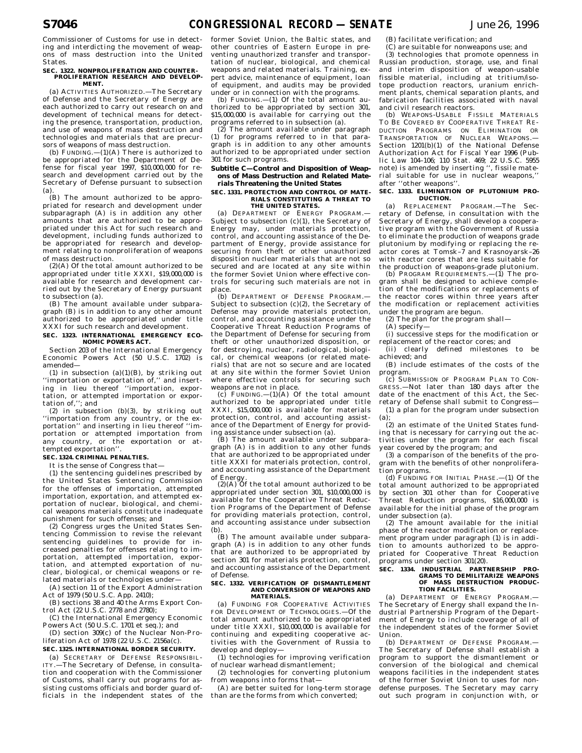Commissioner of Customs for use in detecting and interdicting the movement of weapons of mass destruction into the United States.

**SEC. 1322. NONPROLIFERATION AND COUNTERPROLIFERATION RESEARCH AND DEVELOPMENT.**

(a) ACTIVITIES AUTHORIZED.—The Secretary of Defense and the Secretary of Energy are each authorized to carry out research on and development of technical means for detecting the presence, transportation, production, and use of weapons of mass destruction and technologies and materials that are precursors of weapons of mass destruction.

(b) FUNDING.—(1)(A) There is authorized to be appropriated for the Department of Defense for fiscal year 1997, $10,000,000 for research and development carried out by the Secretary of Defense pursuant to subsection (a).

(B) The amount authorized to be appropriated for research and development under subparagraph (A) is in addition any other amounts that are authorized to be appropriated under this Act for such research and development, including funds authorized to be appropriated for research and development relating to nonproliferation of weapons of mass destruction.

(2)(A) Of the total amount authorized to be appropriated under title XXXI, $19,000,000 is available for research and development carried out by the Secretary of Energy pursuant to subsection (a).

(B) The amount available under subparagraph (B) is in addition to any other amount authorized to be appropriated under title XXXI for such research and development.

**SEC. 1323. INTERNATIONAL EMERGENCY ECONOMIC POWERS ACT.**

Section 203 of the International Emergency Economic Powers Act (50 U.S.C. 1702) is amended—

(1) in subsection (a)(1)(B), by striking out ''importation or exportation of,'' and inserting in lieu thereof ''importation, exportation, or attempted importation or exportation of,''; and

(2) in subsection (b)(3), by striking out ''importation from any country, or the exportation'' and inserting in lieu thereof ''importation or attempted importation from any country, or the exportation or attempted exportation''.

**SEC. 1324. CRIMINAL PENALTIES.**

It is the sense of Congress that—

(1) the sentencing guidelines prescribed by the United States Sentencing Commission for the offenses of importation, attempted importation, exportation, and attempted exportation of nuclear, biological, and chemical weapons materials constitute inadequate punishment for such offenses; and

(2) Congress urges the United States Sentencing Commission to revise the relevant sentencing guidelines to provide for increased penalties for offenses relating to importation, attempted importation, exportation, and attempted exportation of nuclear, biological, or chemical weapons or related materials or technologies under—

(A) section 11 of the Export Administration Act of 1979 (50 U.S.C. App. 2410);

(B) sections 38 and 40 the Arms Export Control Act (22 U.S.C. 2778 and 2780);

(C) the International Emergency Economic Powers Act (50 U.S.C. 1701 et seq.); and

(D) section 309(c) of the Nuclear Non-Proliferation Act of 1978 (22 U.S.C. 2156a(c).

**SEC. 1325. INTERNATIONAL BORDER SECURITY.**

(a) SECRETARY OF DEFENSE RESPONSIBILITY.—The Secretary of Defense, in consultation and cooperation with the Commissioner of Customs, shall carry out programs for assisting customs officials and border guard officials in the independent states of the former Soviet Union, the Baltic states, and other countries of Eastern Europe in preventing unauthorized transfer and transportation of nuclear, biological, and chemical weapons and related materials. Training, expert advice, maintenance of equipment, loan of equipment, and audits may be provided under or in connection with the programs.

(b) FUNDING.—(1) Of the total amount authorized to be appropriated by section 301, $15,000,000 is available for carrying out the programs referred to in subsection (a).

(2) The amount available under paragraph (1) for programs referred to in that paragraph is in addition to any other amounts authorized to be appropriated under section 301 for such programs.

## Subtitle C—Control and Disposition of Weapons of Mass Destruction and Related Materials Threatening the United States

**SEC. 1331. PROTECTION AND CONTROL OF MATERIALS CONSTITUTING A THREAT TO THE UNITED STATES.**

(a) DEPARTMENT OF ENERGY PROGRAM.—Subject to subsection (c)(1), the Secretary of Energy may, under materials protection, control, and accounting assistance of the Department of Energy, provide assistance for securing from theft or other unauthorized disposition nuclear materials that are not so secured and are located at any site within the former Soviet Union where effective controls for securing such materials are not in place.

(b) DEPARTMENT OF DEFENSE PROGRAM.—Subject to subsection (c)(2), the Secretary of Defense may provide materials protection, control, and accounting assistance under the Cooperative Threat Reduction Programs of the Department of Defense for securing from theft or other unauthorized disposition, or for destroying, nuclear, radiological, biological, or chemical weapons (or related materials) that are not so secure and are located at any site within the former Soviet Union where effective controls for securing such weapons are not in place.

(c) FUNDING.—(1)(A) Of the total amount authorized to be appropriated under title XXXI, $15,000,000 is available for materials protection, control, and accounting assistance of the Department of Energy for providing assistance under subsection (a).

(B) The amount available under subparagraph (A) is in addition to any other funds that are authorized to be appropriated under title XXXI for materials protection, control, and accounting assistance of the Department of Energy.

(2)(A) Of the total amount authorized to be appropriated under section 301, $10,000,000 is available for the Cooperative Threat Reduction Programs of the Department of Defense for providing materials protection, control, and accounting assistance under subsection (b).

(B) The amount available under subparagraph (A) is in addition to any other funds that are authorized to be appropriated by section 301 for materials protection, control, and accounting assistance of the Department of Defense.

**SEC. 1332. VERIFICATION OF DISMANTLEMENT AND CONVERSION OF WEAPONS AND MATERIALS.**

(a) FUNDING FOR COOPERATIVE ACTIVITIES FOR DEVELOPMENT OF TECHNOLOGIES.—Of the total amount authorized to be appropriated under title XXXI, $10,000,000 is available for continuing and expediting cooperative activities with the Government of Russia to develop and deploy—

(1) technologies for improving verification of nuclear warhead dismantlement;

(2) technologies for converting plutonium from weapons into forms that—

(A) are better suited for long-term storage than are the forms from which converted;

(B) facilitate verification; and

(C) are suitable for nonweapons use; and

(3) technologies that promote openness in Russian production, storage, use, and final and interim disposition of weapon-usable fissible material, including at tritium/isotope production reactors, uranium enrichment plants, chemical separation plants, and fabrication facilities associated with naval and civil research reactors.

(b) WEAPONS-USABLE FISSILE MATERIALS TO BE COVERED BY COOPERATIVE THREAT REDUCTION PROGRAMS ON ELIMINATION OR TRANSPORTATION OF NUCLEAR WEAPONS.—Section 1201(b)(1) of the National Defense Authorization Act for Fiscal Year 1996 (Public Law 104–106; 110 Stat. 469; 22 U.S.C. 5955 note) is amended by inserting '', fissile material suitable for use in nuclear weapons,'' after ''other weapons''.

**SEC. 1333. ELIMINATION OF PLUTONIUM PRODUCTION.**

(a) REPLACEMENT PROGRAM.—The Secretary of Defense, in consultation with the Secretary of Energy, shall develop a cooperative program with the Government of Russia to eliminate the production of weapons grade plutonium by modifying or replacing the reactor cores at Tomsk–7 and Krasnoyarsk–26 with reactor cores that are less suitable for the production of weapons-grade plutonium.

(b) PROGRAM REQUIREMENTS.—(1) The program shall be designed to achieve completion of the modifications or replacements of the reactor cores within three years after the modification or replacement activities under the program are begun.

(2) The plan for the program shall—

(A) specify—

(i) successive steps for the modification or replacement of the reactor cores; and

(ii) clearly defined milestones to be achieved; and

(B) include estimates of the costs of the program.

(c) SUBMISSION OF PROGRAM PLAN TO CONGRESS.—Not later than 180 days after the date of the enactment of this Act, the Secretary of Defense shall submit to Congress—

(1) a plan for the program under subsection (a);

(2) an estimate of the United States funding that is necessary for carrying out the activities under the program for each fiscal year covered by the program; and

(3) a comparison of the benefits of the program with the benefits of other nonproliferation programs.

(d) FUNDING FOR INITIAL PHASE.—(1) Of the total amount authorized to be appropriated by section 301 other than for Cooperative Threat Reduction programs, $16,000,000 is available for the initial phase of the program under subsection (a).

(2) The amount available for the initial phase of the reactor modification or replacement program under paragraph (1) is in addition to amounts authorized to be appropriated for Cooperative Threat Reduction programs under section 301(20).

**SEC. 1334. INDUSTRIAL PARTNERSHIP PROGRAMS TO DEMILITARIZE WEAPONS OF MASS DESTRUCTION PRODUCTION FACILITIES.**

(a) DEPARTMENT OF ENERGY PROGRAM.—The Secretary of Energy shall expand the Industrial Partnership Program of the Department of Energy to include coverage of all of the independent states of the former Soviet Union.

(b) DEPARTMENT OF DEFENSE PROGRAM.—The Secretary of Defense shall establish a program to support the dismantlement or conversion of the biological and chemical weapons facilities in the independent states of the former Soviet Union to uses for nondefense purposes. The Secretary may carry out such program in conjunction with, or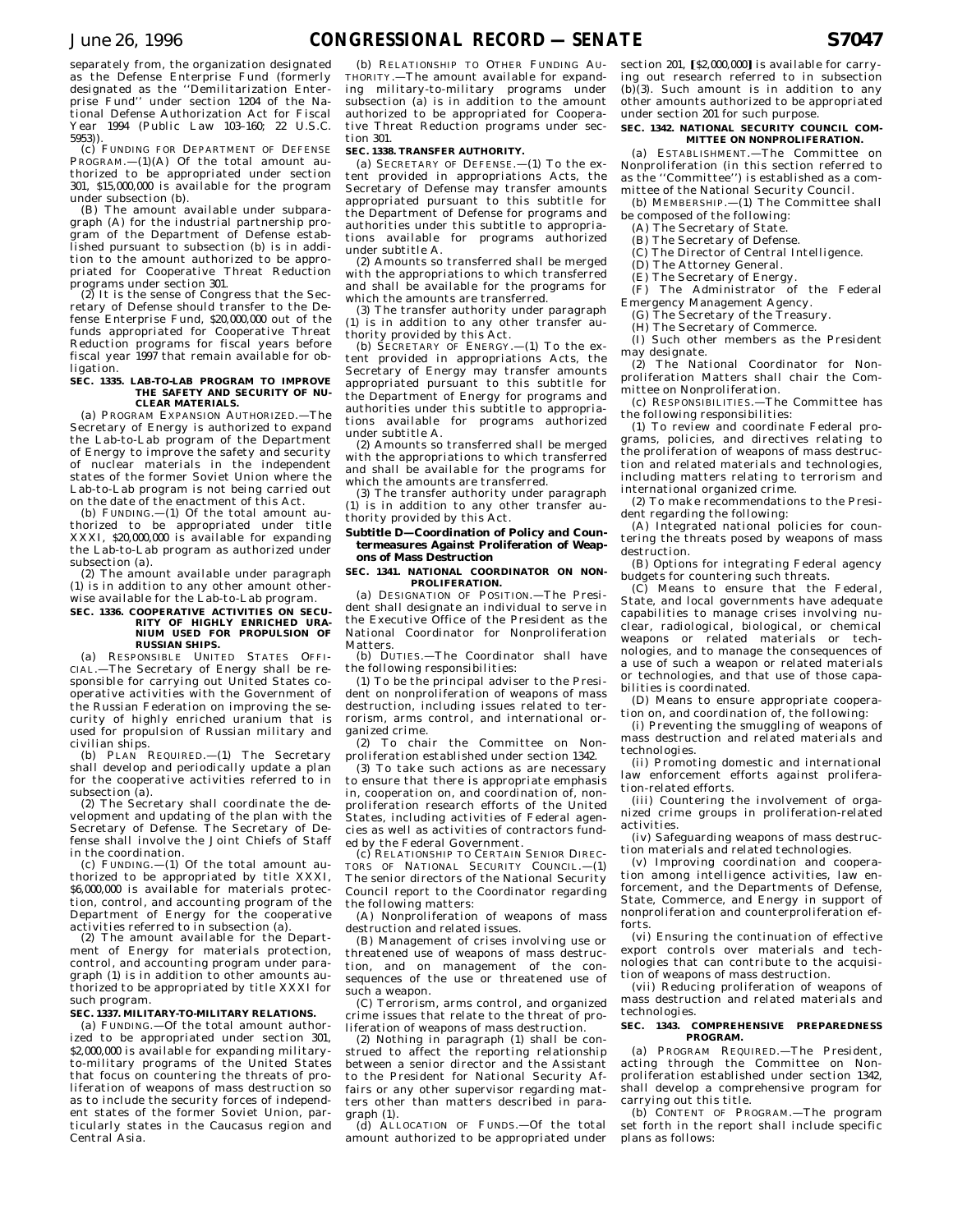separately from, the organization designated as the Defense Enterprise Fund (formerly designated as the ''Demilitarization Enterprise Fund'' under section 1204 of the National Defense Authorization Act for Fiscal Year 1994 (Public Law 103–160; 22 U.S.C. 5953)).

(c) FUNDING FOR DEPARTMENT OF DEFENSE PROGRAM.—(1)(A) Of the total amount authorized to be appropriated under section 301, $15,000,000 is available for the program under subsection (b).

(B) The amount available under subparagraph (A) for the industrial partnership program of the Department of Defense established pursuant to subsection (b) is in addition to the amount authorized to be appropriated for Cooperative Threat Reduction programs under section 301.

(2) It is the sense of Congress that the Secretary of Defense should transfer to the Defense Enterprise Fund, $20,000,000 out of the funds appropriated for Cooperative Threat Reduction programs for fiscal years before fiscal year 1997 that remain available for obligation.

**SEC. 1335. LAB-TO-LAB PROGRAM TO IMPROVE THE SAFETY AND SECURITY OF NUCLEAR MATERIALS.**

(a) PROGRAM EXPANSION AUTHORIZED.—The Secretary of Energy is authorized to expand the Lab-to-Lab program of the Department of Energy to improve the safety and security of nuclear materials in the independent states of the former Soviet Union where the Lab-to-Lab program is not being carried out on the date of the enactment of this Act.

(b) FUNDING.—(1) Of the total amount authorized to be appropriated under title XXXI, $20,000,000 is available for expanding the Lab-to-Lab program as authorized under subsection (a).

(2) The amount available under paragraph (1) is in addition to any other amount otherwise available for the Lab-to-Lab program.

**SEC. 1336. COOPERATIVE ACTIVITIES ON SECURITY OF HIGHLY ENRICHED URANIUM USED FOR PROPULSION OF RUSSIAN SHIPS.**

(a) RESPONSIBLE UNITED STATES OFFICIAL.—The Secretary of Energy shall be responsible for carrying out United States cooperative activities with the Government of the Russian Federation on improving the security of highly enriched uranium that is used for propulsion of Russian military and civilian ships.

(b) PLAN REQUIRED.—(1) The Secretary shall develop and periodically update a plan for the cooperative activities referred to in subsection (a).

(2) The Secretary shall coordinate the development and updating of the plan with the Secretary of Defense. The Secretary of Defense shall involve the Joint Chiefs of Staff in the coordination.

(c) FUNDING.—(1) Of the total amount authorized to be appropriated by title XXXI, $6,000,000 is available for materials protection, control, and accounting program of the Department of Energy for the cooperative activities referred to in subsection (a).

(2) The amount available for the Department of Energy for materials protection, control, and accounting program under paragraph (1) is in addition to other amounts authorized to be appropriated by title XXXI for such program.

**SEC. 1337. MILITARY-TO-MILITARY RELATIONS.**

(a) FUNDING.—Of the total amount authorized to be appropriated under section 301, $2,000,000 is available for expanding military-to-military programs of the United States that focus on countering the threats of proliferation of weapons of mass destruction so as to include the security forces of independent states of the former Soviet Union, particularly states in the Caucasus region and Central Asia.

(b) RELATIONSHIP TO OTHER FUNDING AUTHORITY.—The amount available for expanding military-to-military programs under subsection (a) is in addition to the amount authorized to be appropriated for Cooperative Threat Reduction programs under section 301.

**SEC. 1338. TRANSFER AUTHORITY.**

(a) SECRETARY OF DEFENSE.—(1) To the extent provided in appropriations Acts, the Secretary of Defense may transfer amounts appropriated pursuant to this subtitle for the Department of Defense for programs and authorities under this subtitle to appropriations available for programs authorized under subtitle A.

(2) Amounts so transferred shall be merged with the appropriations to which transferred and shall be available for the programs for which the amounts are transferred.

(3) The transfer authority under paragraph (1) is in addition to any other transfer authority provided by this Act.

(b) SECRETARY OF ENERGY.—(1) To the extent provided in appropriations Acts, the Secretary of Energy may transfer amounts appropriated pursuant to this subtitle for the Department of Energy for programs and authorities under this subtitle to appropriations available for programs authorized under subtitle A.

(2) Amounts so transferred shall be merged with the appropriations to which transferred and shall be available for the programs for which the amounts are transferred.

(3) The transfer authority under paragraph (1) is in addition to any other transfer authority provided by this Act.

## Subtitle D—Coordination of Policy and Countermeasures Against Proliferation of Weapons of Mass Destruction

**SEC. 1341. NATIONAL COORDINATOR ON NONPROLIFERATION.**

(a) DESIGNATION OF POSITION.—The President shall designate an individual to serve in the Executive Office of the President as the National Coordinator for Nonproliferation Matters.

(b) DUTIES.—The Coordinator shall have the following responsibilities:

(1) To be the principal adviser to the President on nonproliferation of weapons of mass destruction, including issues related to terrorism, arms control, and international organized crime.

(2) To chair the Committee on Nonproliferation established under section 1342.

(3) To take such actions as are necessary to ensure that there is appropriate emphasis in, cooperation on, and coordination of, nonproliferation research efforts of the United States, including activities of Federal agencies as well as activities of contractors funded by the Federal Government.

(c) RELATIONSHIP TO CERTAIN SENIOR DIRECTORS OF NATIONAL SECURITY COUNCIL.—(1) The senior directors of the National Security Council report to the Coordinator regarding the following matters:

(A) Nonproliferation of weapons of mass destruction and related issues.

(B) Management of crises involving use or threatened use of weapons of mass destruction, and on management of the consequences of the use or threatened use of such a weapon.

(C) Terrorism, arms control, and organized crime issues that relate to the threat of proliferation of weapons of mass destruction.

(2) Nothing in paragraph (1) shall be construed to affect the reporting relationship between a senior director and the Assistant to the President for National Security Affairs or any other supervisor regarding matters other than matters described in paragraph (1).

(d) ALLOCATION OF FUNDS.—Of the total amount authorized to be appropriated under section 201, [$2,000,000] is available for carrying out research referred to in subsection (b)(3). Such amount is in addition to any other amounts authorized to be appropriated under section 201 for such purpose.

**SEC. 1342. NATIONAL SECURITY COUNCIL COMMITTEE ON NONPROLIFERATION.**

(a) ESTABLISHMENT.—The Committee on Nonproliferation (in this section referred to as the ''Committee'') is established as a committee of the National Security Council.

(b) MEMBERSHIP.—(1) The Committee shall be composed of the following:

(A) The Secretary of State.

(B) The Secretary of Defense.

(C) The Director of Central Intelligence.

(D) The Attorney General.

(E) The Secretary of Energy.

(F) The Administrator of the Federal Emergency Management Agency.

(G) The Secretary of the Treasury.

(H) The Secretary of Commerce.

(I) Such other members as the President may designate.

(2) The National Coordinator for Nonproliferation Matters shall chair the Committee on Nonproliferation.

(c) RESPONSIBILITIES.—The Committee has the following responsibilities:

(1) To review and coordinate Federal programs, policies, and directives relating to the proliferation of weapons of mass destruction and related materials and technologies, including matters relating to terrorism and international organized crime.

(2) To make recommendations to the President regarding the following:

(A) Integrated national policies for countering the threats posed by weapons of mass destruction.

(B) Options for integrating Federal agency budgets for countering such threats.

(C) Means to ensure that the Federal, State, and local governments have adequate capabilities to manage crises involving nuclear, radiological, biological, or chemical weapons or related materials or technologies, and to manage the consequences of a use of such a weapon or related materials or technologies, and that use of those capabilities is coordinated.

(D) Means to ensure appropriate cooperation on, and coordination of, the following:

(i) Preventing the smuggling of weapons of mass destruction and related materials and technologies.

(ii) Promoting domestic and international law enforcement efforts against proliferation-related efforts.

(iii) Countering the involvement of organized crime groups in proliferation-related activities.

(iv) Safeguarding weapons of mass destruction materials and related technologies.

(v) Improving coordination and cooperation among intelligence activities, law enforcement, and the Departments of Defense, State, Commerce, and Energy in support of nonproliferation and counterproliferation efforts.

(vi) Ensuring the continuation of effective export controls over materials and technologies that can contribute to the acquisition of weapons of mass destruction.

(vii) Reducing proliferation of weapons of mass destruction and related materials and technologies.

**SEC. 1343. COMPREHENSIVE PREPAREDNESS PROGRAM.**

(a) PROGRAM REQUIRED.—The President, acting through the Committee on Nonproliferation established under section 1342, shall develop a comprehensive program for carrying out this title.

(b) CONTENT OF PROGRAM.—The program set forth in the report shall include specific plans as follows: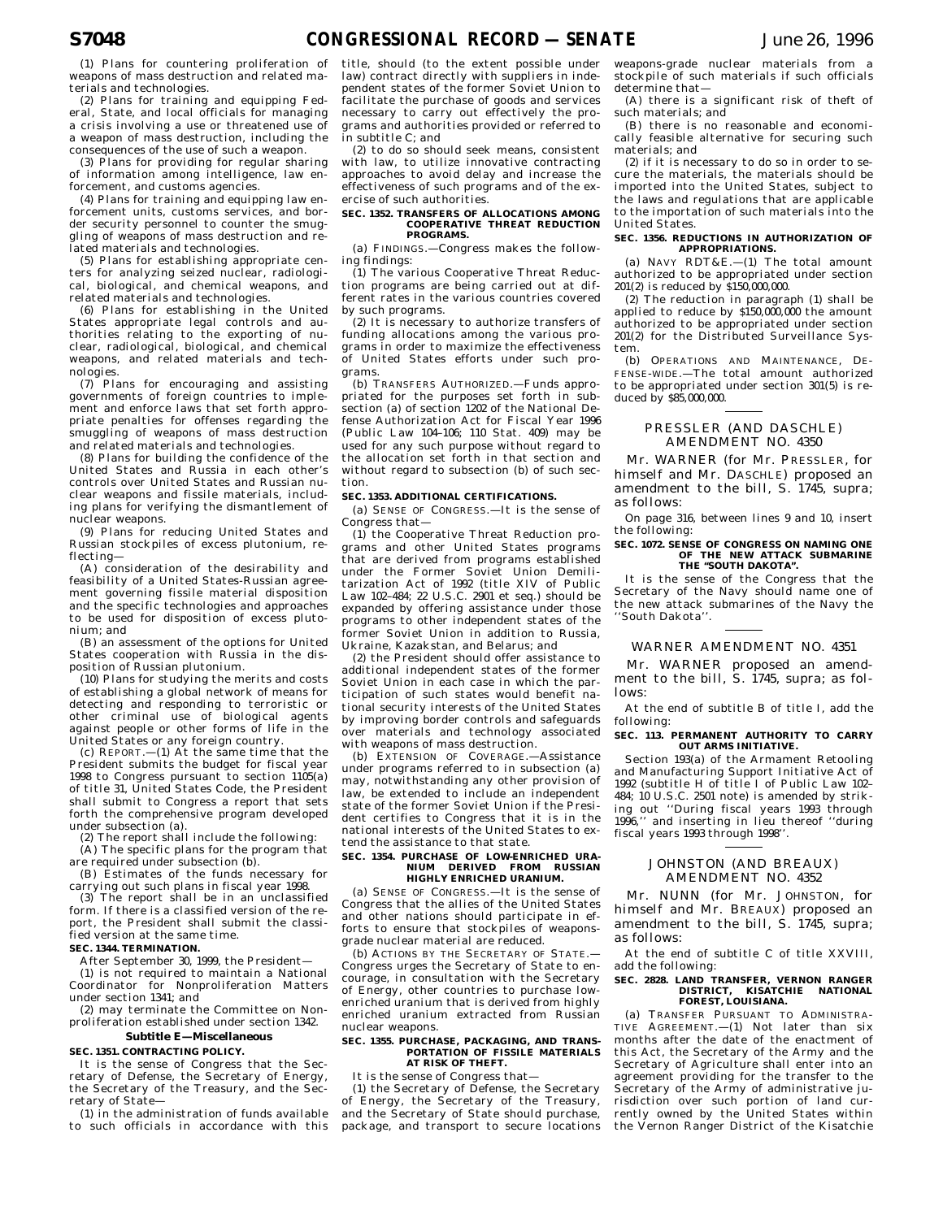(1) Plans for countering proliferation of weapons of mass destruction and related materials and technologies.

(2) Plans for training and equipping Federal, State, and local officials for managing a crisis involving a use or threatened use of a weapon of mass destruction, including the consequences of the use of such a weapon.

(3) Plans for providing for regular sharing of information among intelligence, law enforcement, and customs agencies.

(4) Plans for training and equipping law enforcement units, customs services, and border security personnel to counter the smuggling of weapons of mass destruction and related materials and technologies.

(5) Plans for establishing appropriate centers for analyzing seized nuclear, radiological, biological, and chemical weapons, and related materials and technologies.

(6) Plans for establishing in the United States appropriate legal controls and authorities relating to the exporting of nuclear, radiological, biological, and chemical weapons, and related materials and technologies.

(7) Plans for encouraging and assisting governments of foreign countries to implement and enforce laws that set forth appropriate penalties for offenses regarding the smuggling of weapons of mass destruction and related materials and technologies.

(8) Plans for building the confidence of the United States and Russia in each other's controls over United States and Russian nuclear weapons and fissile materials, including plans for verifying the dismantlement of nuclear weapons.

(9) Plans for reducing United States and Russian stockpiles of excess plutonium, reflecting—

(A) consideration of the desirability and feasibility of a United States-Russian agreement governing fissile material disposition and the specific technologies and approaches to be used for disposition of excess plutonium; and

(B) an assessment of the options for United States cooperation with Russia in the disposition of Russian plutonium.

(10) Plans for studying the merits and costs of establishing a global network of means for detecting and responding to terroristic or other criminal use of biological agents against people or other forms of life in the United States or any foreign country.

(c) REPORT.—(1) At the same time that the President submits the budget for fiscal year 1998 to Congress pursuant to section 1105(a) of title 31, United States Code, the President shall submit to Congress a report that sets forth the comprehensive program developed under subsection (a).

(2) The report shall include the following:

(A) The specific plans for the program that are required under subsection (b).

(B) Estimates of the funds necessary for carrying out such plans in fiscal year 1998.

(3) The report shall be in an unclassified form. If there is a classified version of the report, the President shall submit the classified version at the same time.

**SEC. 1344. TERMINATION.**

After September 30, 1999, the President—

(1) is not required to maintain a National Coordinator for Nonproliferation Matters under section 1341; and

(2) may terminate the Committee on Nonproliferation established under section 1342.

**Subtitle E—Miscellaneous**

**SEC. 1351. CONTRACTING POLICY.**

It is the sense of Congress that the Secretary of Defense, the Secretary of Energy, the Secretary of the Treasury, and the Secretary of State—

(1) in the administration of funds available to such officials in accordance with this title, should (to the extent possible under law) contract directly with suppliers in independent states of the former Soviet Union to facilitate the purchase of goods and services necessary to carry out effectively the programs and authorities provided or referred to in subtitle C; and

(2) to do so should seek means, consistent with law, to utilize innovative contracting approaches to avoid delay and increase the effectiveness of such programs and of the exercise of such authorities.

**SEC. 1352. TRANSFERS OF ALLOCATIONS AMONG COOPERATIVE THREAT REDUCTION PROGRAMS.**

(a) FINDINGS.—Congress makes the following findings:

(1) The various Cooperative Threat Reduction programs are being carried out at different rates in the various countries covered by such programs.

(2) It is necessary to authorize transfers of funding allocations among the various programs in order to maximize the effectiveness of United States efforts under such programs.

(b) TRANSFERS AUTHORIZED.—Funds appropriated for the purposes set forth in subsection (a) of section 1202 of the National Defense Authorization Act for Fiscal Year 1996 (Public Law 104–106; 110 Stat. 409) may be used for any such purpose without regard to the allocation set forth in that section and without regard to subsection (b) of such section.

**SEC. 1353. ADDITIONAL CERTIFICATIONS.**

(a) SENSE OF CONGRESS.—It is the sense of Congress that—

(1) the Cooperative Threat Reduction programs and other United States programs that are derived from programs established under the Former Soviet Union Demilitarization Act of 1992 (title XIV of Public Law 102–484; 22 U.S.C. 2901 et seq.) should be expanded by offering assistance under those programs to other independent states of the former Soviet Union in addition to Russia, Ukraine, Kazakstan, and Belarus; and

(2) the President should offer assistance to additional independent states of the former Soviet Union in each case in which the participation of such states would benefit national security interests of the United States by improving border controls and safeguards over materials and technology associated with weapons of mass destruction.

(b) EXTENSION OF COVERAGE.—Assistance under programs referred to in subsection (a) may, notwithstanding any other provision of law, be extended to include an independent state of the former Soviet Union if the President certifies to Congress that it is in the national interests of the United States to extend the assistance to that state.

**SEC. 1354. PURCHASE OF LOW-ENRICHED URANIUM DERIVED FROM RUSSIAN HIGHLY ENRICHED URANIUM.**

(a) SENSE OF CONGRESS.—It is the sense of Congress that the allies of the United States and other nations should participate in efforts to ensure that stockpiles of weapons-grade nuclear material are reduced.

(b) ACTIONS BY THE SECRETARY OF STATE.—Congress urges the Secretary of State to encourage, in consultation with the Secretary of Energy, other countries to purchase low-enriched uranium that is derived from highly enriched uranium extracted from Russian nuclear weapons.

**SEC. 1355. PURCHASE, PACKAGING, AND TRANSPORTATION OF FISSILE MATERIALS AT RISK OF THEFT.**

It is the sense of Congress that—

(1) the Secretary of Defense, the Secretary of Energy, the Secretary of the Treasury, and the Secretary of State should purchase, package, and transport to secure locations weapons-grade nuclear materials from a stockpile of such materials if such officials determine that—

(A) there is a significant risk of theft of such materials; and

(B) there is no reasonable and economically feasible alternative for securing such materials; and

(2) if it is necessary to do so in order to secure the materials, the materials should be imported into the United States, subject to the laws and regulations that are applicable to the importation of such materials into the United States.

**SEC. 1356. REDUCTIONS IN AUTHORIZATION OF APPROPRIATIONS.**

(a) NAVY RDT&E.—(1) The total amount authorized to be appropriated under section 201(2) is reduced by $150,000,000.

(2) The reduction in paragraph (1) shall be applied to reduce by $150,000,000 the amount authorized to be appropriated under section 201(2) for the Distributed Surveillance System.

(b) OPERATIONS AND MAINTENANCE, DEFENSE-WIDE.—The total amount authorized to be appropriated under section 301(5) is reduced by $85,000,000.

---

## PRESSLER (AND DASCHLE) AMENDMENT NO. 4350

Mr. WARNER (for Mr. PRESSLER, for himself and Mr. DASCHLE) proposed an amendment to the bill, S. 1745, supra; as follows:

On page 316, between lines 9 and 10, insert the following:

**SEC. 1072. SENSE OF CONGRESS ON NAMING ONE OF THE NEW ATTACK SUBMARINE THE "SOUTH DAKOTA".**

It is the sense of the Congress that the Secretary of the Navy should name one of the new attack submarines of the Navy the ''South Dakota''.

---

## WARNER AMENDMENT NO. 4351

Mr. WARNER proposed an amendment to the bill, S. 1745, supra; as follows:

At the end of subtitle B of title I, add the following:

**SEC. 113. PERMANENT AUTHORITY TO CARRY OUT ARMS INITIATIVE.**

Section 193(a) of the Armament Retooling and Manufacturing Support Initiative Act of 1992 (subtitle H of title I of Public Law 102–484; 10 U.S.C. 2501 note) is amended by striking out ''During fiscal years 1993 through 1996,'' and inserting in lieu thereof ''during fiscal years 1993 through 1998''.

---

## JOHNSTON (AND BREAUX) AMENDMENT NO. 4352

Mr. NUNN (for Mr. JOHNSTON, for himself and Mr. BREAUX) proposed an amendment to the bill, S. 1745, supra; as follows:

At the end of subtitle C of title XXVIII, add the following:

**SEC. 2828. LAND TRANSFER, VERNON RANGER DISTRICT, KISATCHIE NATIONAL FOREST, LOUISIANA.**

(a) TRANSFER PURSUANT TO ADMINISTRATIVE AGREEMENT.—(1) Not later than six months after the date of the enactment of this Act, the Secretary of the Army and the Secretary of Agriculture shall enter into an agreement providing for the transfer to the Secretary of the Army of administrative jurisdiction over such portion of land currently owned by the United States within the Vernon Ranger District of the Kisatchie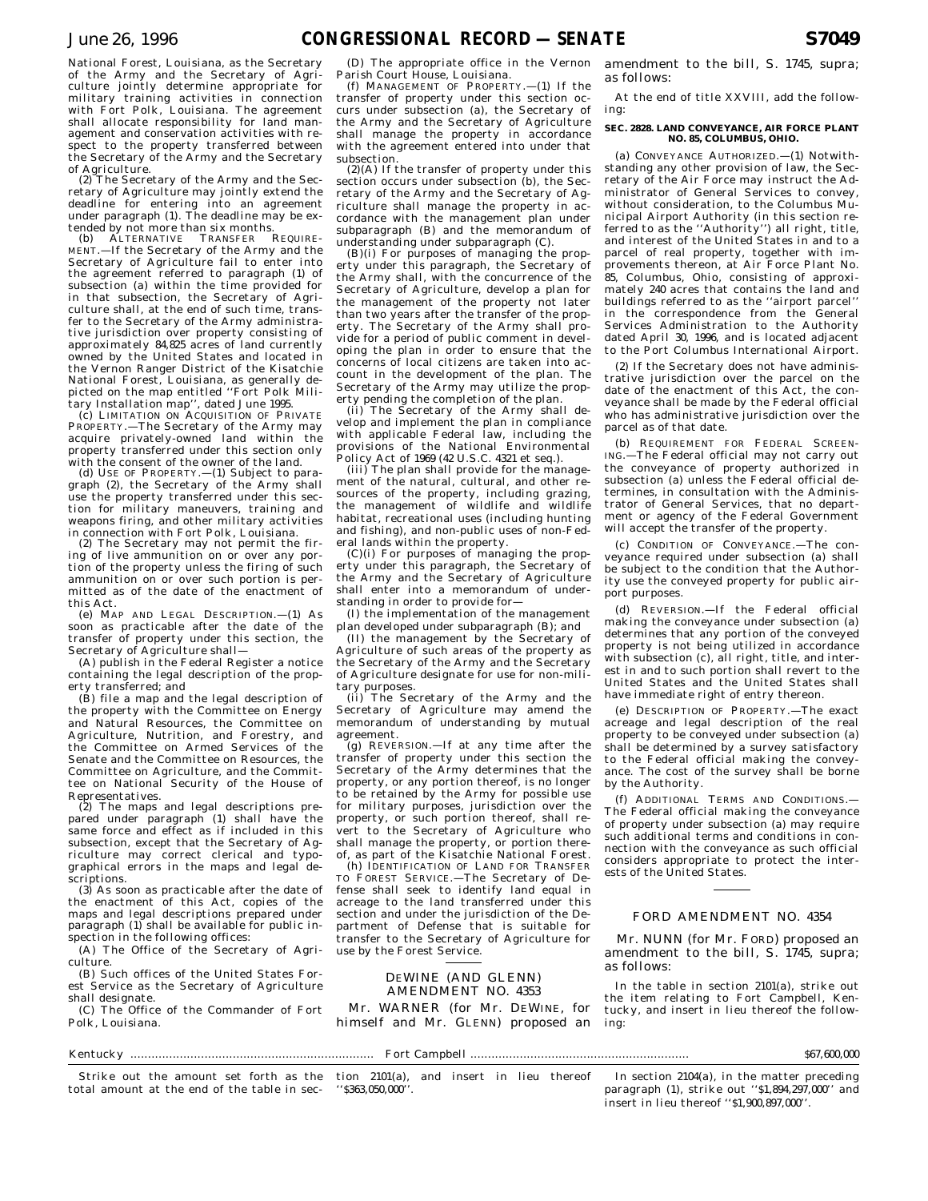National Forest, Louisiana, as the Secretary of the Army and the Secretary of Agriculture jointly determine appropriate for military training activities in connection with Fort Polk, Louisiana. The agreement shall allocate responsibility for land management and conservation activities with respect to the property transferred between the Secretary of the Army and the Secretary of Agriculture.

(2) The Secretary of the Army and the Secretary of Agriculture may jointly extend the deadline for entering into an agreement under paragraph (1). The deadline may be extended by not more than six months.

(b) ALTERNATIVE TRANSFER REQUIREMENT.—If the Secretary of the Army and the Secretary of Agriculture fail to enter into the agreement referred to paragraph (1) of subsection (a) within the time provided for in that subsection, the Secretary of Agriculture shall, at the end of such time, transfer to the Secretary of the Army administrative jurisdiction over property consisting of approximately 84,825 acres of land currently owned by the United States and located in the Vernon Ranger District of the Kisatchie National Forest, Louisiana, as generally depicted on the map entitled ''Fort Polk Military Installation map'', dated June 1995.

(c) LIMITATION ON ACQUISITION OF PRIVATE PROPERTY.—The Secretary of the Army may acquire privately-owned land within the property transferred under this section only with the consent of the owner of the land.

(d) USE OF PROPERTY.—(1) Subject to paragraph (2), the Secretary of the Army shall use the property transferred under this section for military maneuvers, training and weapons firing, and other military activities in connection with Fort Polk, Louisiana.

(2) The Secretary may not permit the firing of live ammunition on or over any portion of the property unless the firing of such ammunition on or over such portion is permitted as of the date of the enactment of this Act.

(e) MAP AND LEGAL DESCRIPTION.—(1) As soon as practicable after the date of the transfer of property under this section, the Secretary of Agriculture shall—

(A) publish in the Federal Register a notice containing the legal description of the property transferred; and

(B) file a map and the legal description of the property with the Committee on Energy and Natural Resources, the Committee on Agriculture, Nutrition, and Forestry, and the Committee on Armed Services of the Senate and the Committee on Resources, the Committee on Agriculture, and the Committee on National Security of the House of Representatives.

(2) The maps and legal descriptions prepared under paragraph (1) shall have the same force and effect as if included in this subsection, except that the Secretary of Agriculture may correct clerical and typographical errors in the maps and legal descriptions.

(3) As soon as practicable after the date of the enactment of this Act, copies of the maps and legal descriptions prepared under paragraph (1) shall be available for public inspection in the following offices:

(A) The Office of the Secretary of Agriculture.

(B) Such offices of the United States Forest Service as the Secretary of Agriculture shall designate.

(C) The Office of the Commander of Fort Polk, Louisiana.

(D) The appropriate office in the Vernon Parish Court House, Louisiana.

(f) MANAGEMENT OF PROPERTY.—(1) If the transfer of property under this section occurs under subsection (a), the Secretary of the Army and the Secretary of Agriculture shall manage the property in accordance with the agreement entered into under that subsection.

(2)(A) If the transfer of property under this section occurs under subsection (b), the Secretary of the Army and the Secretary of Agriculture shall manage the property in accordance with the management plan under subparagraph (B) and the memorandum of understanding under subparagraph (C).

(B)(i) For purposes of managing the property under this paragraph, the Secretary of the Army shall, with the concurrence of the Secretary of Agriculture, develop a plan for the management of the property not later than two years after the transfer of the property. The Secretary of the Army shall provide for a period of public comment in developing the plan in order to ensure that the concerns of local citizens are taken into account in the development of the plan. The Secretary of the Army may utilize the property pending the completion of the plan.

(ii) The Secretary of the Army shall develop and implement the plan in compliance with applicable Federal law, including the provisions of the National Environmental Policy Act of 1969 (42 U.S.C. 4321 et seq.).

(iii) The plan shall provide for the management of the natural, cultural, and other resources of the property, including grazing, the management of wildlife and wildlife habitat, recreational uses (including hunting and fishing), and non-public uses of non-Federal lands within the property.

(C)(i) For purposes of managing the property under this paragraph, the Secretary of the Army and the Secretary of Agriculture shall enter into a memorandum of understanding in order to provide for—

(I) the implementation of the management plan developed under subparagraph (B); and

(II) the management by the Secretary of Agriculture of such areas of the property as the Secretary of the Army and the Secretary of Agriculture designate for use for non-military purposes.

(ii) The Secretary of the Army and the Secretary of Agriculture may amend the memorandum of understanding by mutual agreement.

(g) REVERSION.—If at any time after the transfer of property under this section the Secretary of the Army determines that the property, or any portion thereof, is no longer to be retained by the Army for possible use for military purposes, jurisdiction over the property, or such portion thereof, shall revert to the Secretary of Agriculture who shall manage the property, or portion thereof, as part of the Kisatchie National Forest.

(h) IDENTIFICATION OF LAND FOR TRANSFER TO FOREST SERVICE.—The Secretary of Defense shall seek to identify land equal in acreage to the land transferred under this section and under the jurisdiction of the Department of Defense that is suitable for transfer to the Secretary of Agriculture for use by the Forest Service.

## DEWINE (AND GLENN) AMENDMENT NO. 4353

Mr. WARNER (for Mr. DEWINE, for himself and Mr. GLENN) proposed an amendment to the bill, S. 1745, supra; as follows:

At the end of title XXVIII, add the following:

**SEC. 2828. LAND CONVEYANCE, AIR FORCE PLANT NO. 85, COLUMBUS, OHIO.**

(a) CONVEYANCE AUTHORIZED.—(1) Notwithstanding any other provision of law, the Secretary of the Air Force may instruct the Administrator of General Services to convey, without consideration, to the Columbus Municipal Airport Authority (in this section referred to as the ''Authority'') all right, title, and interest of the United States in and to a parcel of real property, together with improvements thereon, at Air Force Plant No. 85, Columbus, Ohio, consisting of approximately 240 acres that contains the land and buildings referred to as the ''airport parcel'' in the correspondence from the General Services Administration to the Authority dated April 30, 1996, and is located adjacent to the Port Columbus International Airport.

(2) If the Secretary does not have administrative jurisdiction over the parcel on the date of the enactment of this Act, the conveyance shall be made by the Federal official who has administrative jurisdiction over the parcel as of that date.

(b) REQUIREMENT FOR FEDERAL SCREENING.—The Federal official may not carry out the conveyance of property authorized in subsection (a) unless the Federal official determines, in consultation with the Administrator of General Services, that no department or agency of the Federal Government will accept the transfer of the property.

(c) CONDITION OF CONVEYANCE.—The conveyance required under subsection (a) shall be subject to the condition that the Authority use the conveyed property for public airport purposes.

(d) REVERSION.—If the Federal official making the conveyance under subsection (a) determines that any portion of the conveyed property is not being utilized in accordance with subsection (c), all right, title, and interest in and to such portion shall revert to the United States and the United States shall have immediate right of entry thereon.

(e) DESCRIPTION OF PROPERTY.—The exact acreage and legal description of the real property to be conveyed under subsection (a) shall be determined by a survey satisfactory to the Federal official making the conveyance. The cost of the survey shall be borne by the Authority.

(f) ADDITIONAL TERMS AND CONDITIONS.—The Federal official making the conveyance of property under subsection (a) may require such additional terms and conditions in connection with the conveyance as such official considers appropriate to protect the interests of the United States.

## FORD AMENDMENT NO. 4354

Mr. NUNN (for Mr. FORD) proposed an amendment to the bill, S. 1745, supra; as follows:

In the table in section 2101(a), strike out the item relating to Fort Campbell, Kentucky, and insert in lieu thereof the following:

| | | |
|---|---|---|
| Kentucky | Fort Campbell | $67,600,000 |

Strike out the amount set forth as the total amount at the end of the table in section 2101(a), and insert in lieu thereof ''$363,050,000''.

In section 2104(a), in the matter preceding paragraph (1), strike out ''$1,894,297,000'' and insert in lieu thereof ''$1,900,897,000''.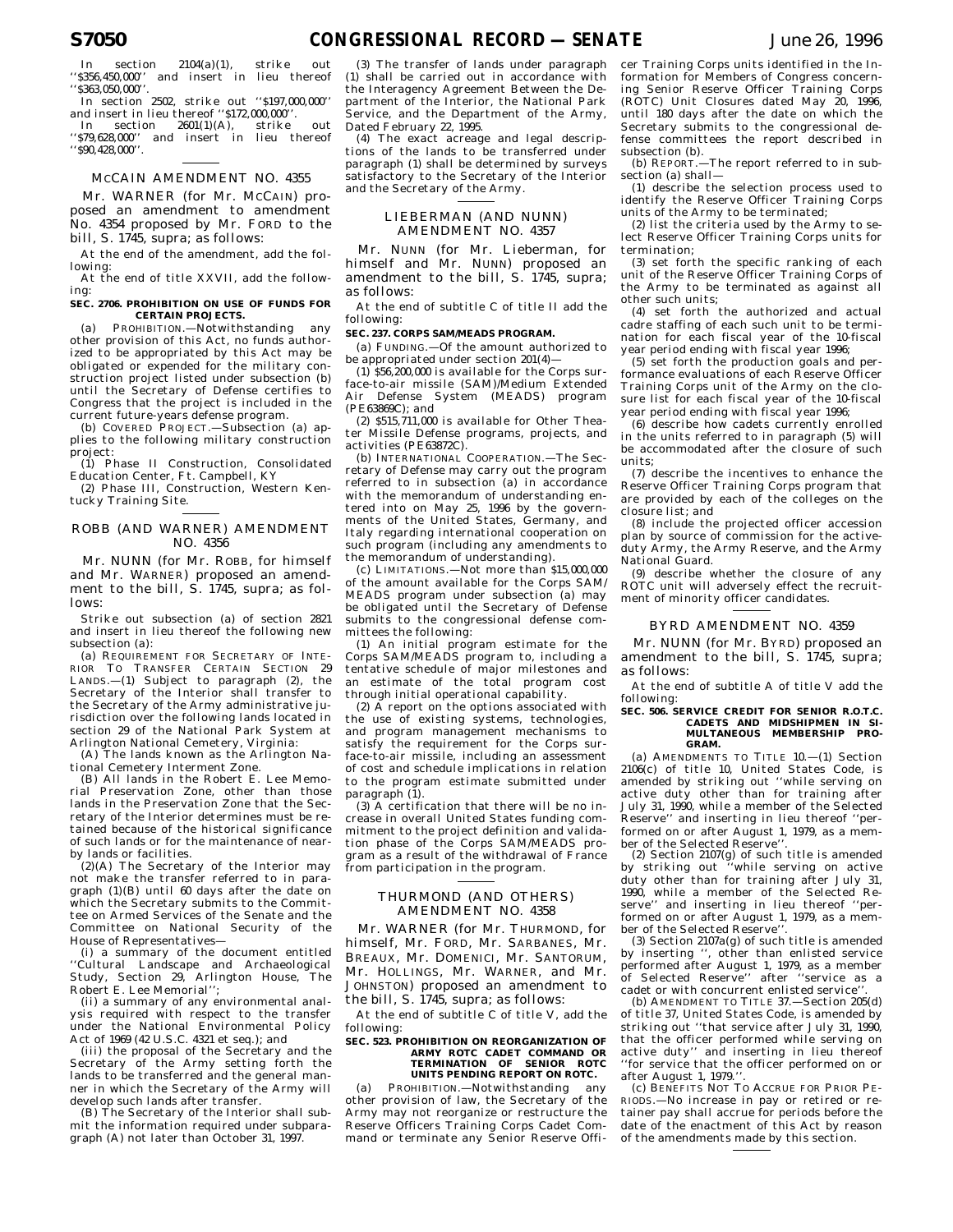In section 2104(a)(1), strike out ''$356,450,000'' and insert in lieu thereof ''$363,050,000''.

In section 2502, strike out ''$197,000,000'' and insert in lieu thereof ''$172,000,000''.

In section 2601(1)(A), strike out ''$79,628,000'' and insert in lieu thereof ''$90,428,000''.

## MCCAIN AMENDMENT NO. 4355

Mr. WARNER (for Mr. MCCAIN) proposed an amendment to amendment No. 4354 proposed by Mr. FORD to the bill, S. 1745, supra; as follows:

At the end of the amendment, add the following:

At the end of title XXVII, add the following:

**SEC. 2706. PROHIBITION ON USE OF FUNDS FOR CERTAIN PROJECTS.**

(a) PROHIBITION.—Notwithstanding any other provision of this Act, no funds authorized to be appropriated by this Act may be obligated or expended for the military construction project listed under subsection (b) until the Secretary of Defense certifies to Congress that the project is included in the current future-years defense program.

(b) COVERED PROJECT.—Subsection (a) applies to the following military construction project:

(1) Phase II Construction, Consolidated Education Center, Ft. Campbell, KY

(2) Phase III, Construction, Western Kentucky Training Site.

## ROBB (AND WARNER) AMENDMENT NO. 4356

Mr. NUNN (for Mr. ROBB, for himself and Mr. WARNER) proposed an amendment to the bill, S. 1745, supra; as follows:

Strike out subsection (a) of section 2821 and insert in lieu thereof the following new subsection (a):

(a) REQUIREMENT FOR SECRETARY OF INTERIOR TO TRANSFER CERTAIN SECTION 29 LANDS.—(1) Subject to paragraph (2), the Secretary of the Interior shall transfer to the Secretary of the Army administrative jurisdiction over the following lands located in section 29 of the National Park System at Arlington National Cemetery, Virginia:

(A) The lands known as the Arlington National Cemetery Interment Zone.

(B) All lands in the Robert E. Lee Memorial Preservation Zone, other than those lands in the Preservation Zone that the Secretary of the Interior determines must be retained because of the historical significance of such lands or for the maintenance of nearby lands or facilities.

(2)(A) The Secretary of the Interior may not make the transfer referred to in paragraph (1)(B) until 60 days after the date on which the Secretary submits to the Committee on Armed Services of the Senate and the Committee on National Security of the House of Representatives—

(i) a summary of the document entitled ''Cultural Landscape and Archaeological Study, Section 29, Arlington House, The Robert E. Lee Memorial'';

(ii) a summary of any environmental analysis required with respect to the transfer under the National Environmental Policy Act of 1969 (42 U.S.C. 4321 et seq.); and

(iii) the proposal of the Secretary and the Secretary of the Army setting forth the lands to be transferred and the general manner in which the Secretary of the Army will develop such lands after transfer.

(B) The Secretary of the Interior shall submit the information required under subparagraph (A) not later than October 31, 1997.

(3) The transfer of lands under paragraph (1) shall be carried out in accordance with the Interagency Agreement Between the Department of the Interior, the National Park Service, and the Department of the Army, Dated February 22, 1995.

(4) The exact acreage and legal descriptions of the lands to be transferred under paragraph (1) shall be determined by surveys satisfactory to the Secretary of the Interior and the Secretary of the Army.

## LIEBERMAN (AND NUNN) AMENDMENT NO. 4357

Mr. NUNN (for Mr. Lieberman, for himself and Mr. NUNN) proposed an amendment to the bill, S. 1745, supra; as follows:

At the end of subtitle C of title II add the following:

**SEC. 237. CORPS SAM/MEADS PROGRAM.**

(a) FUNDING.—Of the amount authorized to be appropriated under section 201(4)—

(1) $56,200,000 is available for the Corps surface-to-air missile (SAM)/Medium Extended Air Defense System (MEADS) program (PE63869C); and

(2) $515,711,000 is available for Other Theater Missile Defense programs, projects, and activities (PE63872C).

(b) INTERNATIONAL COOPERATION.—The Secretary of Defense may carry out the program referred to in subsection (a) in accordance with the memorandum of understanding entered into on May 25, 1996 by the governments of the United States, Germany, and Italy regarding international cooperation on such program (including any amendments to the memorandum of understanding).

(c) LIMITATIONS.—Not more than $15,000,000 of the amount available for the Corps SAM/MEADS program under subsection (a) may be obligated until the Secretary of Defense submits to the congressional defense committees the following:

(1) An initial program estimate for the Corps SAM/MEADS program to, including a tentative schedule of major milestones and an estimate of the total program cost through initial operational capability.

(2) A report on the options associated with the use of existing systems, technologies, and program management mechanisms to satisfy the requirement for the Corps surface-to-air missile, including an assessment of cost and schedule implications in relation to the program estimate submitted under paragraph (1).

(3) A certification that there will be no increase in overall United States funding commitment to the project definition and validation phase of the Corps SAM/MEADS program as a result of the withdrawal of France from participation in the program.

## THURMOND (AND OTHERS) AMENDMENT NO. 4358

Mr. WARNER (for Mr. THURMOND, for himself, Mr. FORD, Mr. SARBANES, Mr. BREAUX, Mr. DOMENICI, Mr. SANTORUM, Mr. HOLLINGS, Mr. WARNER, and Mr. JOHNSTON) proposed an amendment to the bill, S. 1745, supra; as follows:

At the end of subtitle C of title V, add the following:

**SEC. 523. PROHIBITION ON REORGANIZATION OF ARMY ROTC CADET COMMAND OR TERMINATION OF SENIOR ROTC UNITS PENDING REPORT ON ROTC.**

(a) PROHIBITION.—Notwithstanding any other provision of law, the Secretary of the Army may not reorganize or restructure the Reserve Officers Training Corps Cadet Command or terminate any Senior Reserve Officer Training Corps units identified in the Information for Members of Congress concerning Senior Reserve Officer Training Corps (ROTC) Unit Closures dated May 20, 1996, until 180 days after the date on which the Secretary submits to the congressional defense committees the report described in subsection (b).

(b) REPORT.—The report referred to in subsection (a) shall—

(1) describe the selection process used to identify the Reserve Officer Training Corps units of the Army to be terminated;

(2) list the criteria used by the Army to select Reserve Officer Training Corps units for termination;

(3) set forth the specific ranking of each unit of the Reserve Officer Training Corps of the Army to be terminated as against all other such units;

(4) set forth the authorized and actual cadre staffing of each such unit to be termination for each fiscal year of the 10-fiscal year period ending with fiscal year 1996;

(5) set forth the production goals and performance evaluations of each Reserve Officer Training Corps unit of the Army on the closure list for each fiscal year of the 10-fiscal year period ending with fiscal year 1996;

(6) describe how cadets currently enrolled in the units referred to in paragraph (5) will be accommodated after the closure of such units;

(7) describe the incentives to enhance the Reserve Officer Training Corps program that are provided by each of the colleges on the closure list; and

(8) include the projected officer accession plan by source of commission for the active-duty Army, the Army Reserve, and the Army National Guard.

(9) describe whether the closure of any ROTC unit will adversely effect the recruitment of minority officer candidates.

## BYRD AMENDMENT NO. 4359

Mr. NUNN (for Mr. BYRD) proposed an amendment to the bill, S. 1745, supra; as follows:

At the end of subtitle A of title V add the following:

**SEC. 506. SERVICE CREDIT FOR SENIOR R.O.T.C. CADETS AND MIDSHIPMEN IN SIMULTANEOUS MEMBERSHIP PROGRAM.**

(a) AMENDMENTS TO TITLE 10.—(1) Section 2106(c) of title 10, United States Code, is amended by striking out ''while serving on active duty other than for training after July 31, 1990, while a member of the Selected Reserve'' and inserting in lieu thereof ''performed on or after August 1, 1979, as a member of the Selected Reserve''.

(2) Section 2107(g) of such title is amended by striking out ''while serving on active duty other than for training after July 31, 1990, while a member of the Selected Reserve'' and inserting in lieu thereof ''performed on or after August 1, 1979, as a member of the Selected Reserve''.

(3) Section 2107a(g) of such title is amended by inserting '', other than enlisted service performed after August 1, 1979, as a member of Selected Reserve'' after ''service as a cadet or with concurrent enlisted service''.

(b) AMENDMENT TO TITLE 37.—Section 205(d) of title 37, United States Code, is amended by striking out ''that service after July 31, 1990, that the officer performed while serving on active duty'' and inserting in lieu thereof ''for service that the officer performed on or after August 1, 1979.''.

(c) BENEFITS NOT TO ACCRUE FOR PRIOR PERIODS.—No increase in pay or retired or retainer pay shall accrue for periods before the date of the enactment of this Act by reason of the amendments made by this section.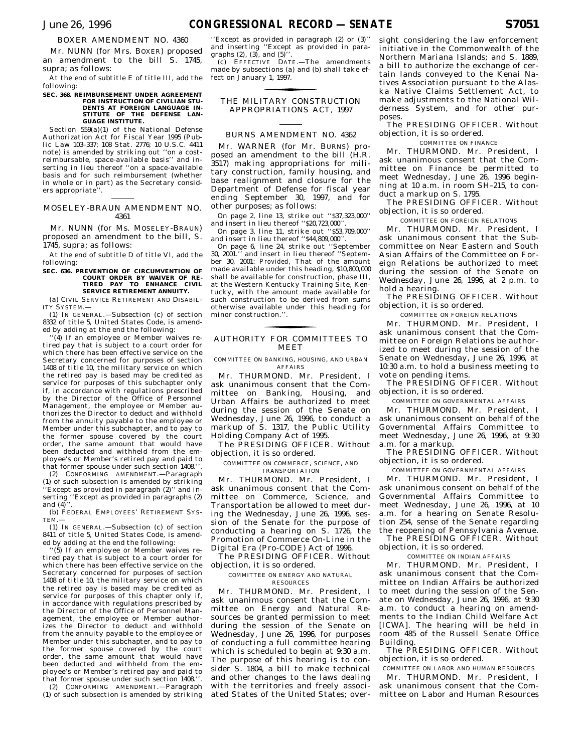## BOXER AMENDMENT NO. 4360

Mr. NUNN (for Mrs. BOXER) proposed an amendment to the bill S. 1745, supra; as follows:

At the end of subtitle E of title III, add the following:

**SEC. 368. REIMBURSEMENT UNDER AGREEMENT FOR INSTRUCTION OF CIVILIAN STUDENTS AT FOREIGN LANGUAGE INSTITUTE OF THE DEFENSE LANGUAGE INSTITUTE.**

Section 559(a)(1) of the National Defense Authorization Act for Fiscal Year 1995 (Public Law 103–337; 108 Stat. 2776; 10 U.S.C. 4411 note) is amended by striking out ''on a cost-reimbursable, space-available basis'' and inserting in lieu thereof ''on a space-available basis and for such reimbursement (whether in whole or in part) as the Secretary considers appropriate''.

## MOSELEY-BRAUN AMENDMENT NO. 4361

Mr. NUNN (for Ms. MOSELEY-BRAUN) proposed an amendment to the bill, S. 1745, supra; as follows:

At the end of subtitle D of title VI, add the following:

**SEC. 636. PREVENTION OF CIRCUMVENTION OF COURT ORDER BY WAIVER OF RETIRED PAY TO ENHANCE CIVIL SERVICE RETIREMENT ANNUITY.**

(a) CIVIL SERVICE RETIREMENT AND DISABILITY SYSTEM.—

(1) IN GENERAL.—Subsection (c) of section 8332 of title 5, United States Code, is amended by adding at the end the following:

''(4) If an employee or Member waives retired pay that is subject to a court order for which there has been effective service on the Secretary concerned for purposes of section 1408 of title 10, the military service on which the retired pay is based may be credited as service for purposes of this subchapter only if, in accordance with regulations prescribed by the Director of the Office of Personnel Management, the employee or Member authorizes the Director to deduct and withhold from the annuity payable to the employee or Member under this subchapter, and to pay to the former spouse covered by the court order, the same amount that would have been deducted and withheld from the employee's or Member's retired pay and paid to that former spouse under such section 1408.''.

(2) CONFORMING AMENDMENT.—Paragraph (1) of such subsection is amended by striking ''Except as provided in paragraph (2)'' and inserting ''Except as provided in paragraphs (2) and (4)''.

(b) FEDERAL EMPLOYEES' RETIREMENT SYSTEM.—

(1) IN GENERAL.—Subsection (c) of section 8411 of title 5, United States Code, is amended by adding at the end the following:

''(5) If an employee or Member waives retired pay that is subject to a court order for which there has been effective service on the Secretary concerned for purposes of section 1408 of title 10, the military service on which the retired pay is based may be credited as service for purposes of this chapter only if, in accordance with regulations prescribed by the Director of the Office of Personnel Management, the employee or Member authorizes the Director to deduct and withhold from the annuity payable to the employee or Member under this subchapter, and to pay to the former spouse covered by the court order, the same amount that would have been deducted and withheld from the employee's or Member's retired pay and paid to that former spouse under such section 1408.''.

(2) CONFORMING AMENDMENT.—Paragraph (1) of such subsection is amended by striking ''Except as provided in paragraph (2) or (3)'' and inserting ''Except as provided in paragraphs (2), (3), and (5)''.

(c) EFFECTIVE DATE.—The amendments made by subsections (a) and (b) shall take effect on January 1, 1997.

# THE MILITARY CONSTRUCTION APPROPRIATIONS ACT, 1997

## BURNS AMENDMENT NO. 4362

Mr. WARNER (for Mr. BURNS) proposed an amendment to the bill (H.R. 3517) making appropriations for military construction, family housing, and base realignment and closure for the Department of Defense for fiscal year ending September 30, 1997, and for other purposes; as follows:

On page 2, line 13, strike out ''$37,323,000'' and insert in lieu thereof ''$20,723,000''.

On page 3, line 11, strike out ''$53,709,000'' and insert in lieu thereof ''$44,809,000''.

On page 6, line 24, strike out ''September 30, 2001.'' and insert in lieu thereof ''September 30, 2001: *Provided*, That of the amount made available under this heading, $10,800,000 shall be available for construction, phase III, at the Western Kentucky Training Site, Kentucky, with the amount made available for such construction to be derived from sums otherwise available under this heading for minor construction.''.

# AUTHORITY FOR COMMITTEES TO MEET

COMMITTEE ON BANKING, HOUSING, AND URBAN AFFAIRS

Mr. THURMOND. Mr. President, I ask unanimous consent that the Committee on Banking, Housing, and Urban Affairs be authorized to meet during the session of the Senate on Wednesday, June 26, 1996, to conduct a markup of S. 1317, the Public Utility Holding Company Act of 1995.

The PRESIDING OFFICER. Without objection, it is so ordered.

COMMITTEE ON COMMERCE, SCIENCE, AND TRANSPORTATION

Mr. THURMOND. Mr. President, I ask unanimous consent that the Committee on Commerce, Science, and Transportation be allowed to meet during the Wednesday, June 26, 1996, session of the Senate for the purpose of conducting a hearing on S. 1726, the Promotion of Commerce On-Line in the Digital Era (Pro-CODE) Act of 1996.

The PRESIDING OFFICER. Without objection, it is so ordered.

COMMITTEE ON ENERGY AND NATURAL RESOURCES

Mr. THURMOND. Mr. President, I ask unanimous consent that the Committee on Energy and Natural Resources be granted permission to meet during the session of the Senate on Wednesday, June 26, 1996, for purposes of conducting a full committee hearing which is scheduled to begin at 9:30 a.m. The purpose of this hearing is to consider S. 1804, a bill to make technical and other changes to the laws dealing with the territories and freely associated States of the United States; oversight considering the law enforcement initiative in the Commonwealth of the Northern Mariana Islands; and S. 1889, a bill to authorize the exchange of certain lands conveyed to the Kenai Natives Association pursuant to the Alaska Native Claims Settlement Act, to make adjustments to the National Wilderness System, and for other purposes.

The PRESIDING OFFICER. Without objection, it is so ordered.

COMMITTEE ON FINANCE

Mr. THURMOND. Mr. President, I ask unanimous consent that the Committee on Finance be permitted to meet Wednesday, June 26, 1996 beginning at 10 a.m. in room SH–215, to conduct a markup on S. 1795.

The PRESIDING OFFICER. Without objection, it is so ordered.

COMMITTEE ON FOREIGN RELATIONS

Mr. THURMOND. Mr. President, I ask unanimous consent that the Subcommittee on Near Eastern and South Asian Affairs of the Committee on Foreign Relations be authorized to meet during the session of the Senate on Wednesday, June 26, 1996, at 2 p.m. to hold a hearing.

The PRESIDING OFFICER. Without objection, it is so ordered.

COMMITTEE ON FOREIGN RELATIONS

Mr. THURMOND. Mr. President, I ask unanimous consent that the Committee on Foreign Relations be authorized to meet during the session of the Senate on Wednesday, June 26, 1996, at 10:30 a.m. to hold a business meeting to vote on pending items.

The PRESIDING OFFICER. Without objection, it is so ordered.

COMMITTEE ON GOVERNMENTAL AFFAIRS

Mr. THURMOND. Mr. President, I ask unanimous consent on behalf of the Governmental Affairs Committee to meet Wednesday, June 26, 1996, at 9:30 a.m. for a markup.

The PRESIDING OFFICER. Without objection, it is so ordered.

COMMITTEE ON GOVERNMENTAL AFFAIRS

Mr. THURMOND. Mr. President, I ask unanimous consent on behalf of the Governmental Affairs Committee to meet Wednesday, June 26, 1996, at 10 a.m. for a hearing on Senate Resolution 254, sense of the Senate regarding the reopening of Pennsylvania Avenue.

The PRESIDING OFFICER. Without objection, it is so ordered.

COMMITTEE ON INDIAN AFFAIRS

Mr. THURMOND. Mr. President, I ask unanimous consent that the Committee on Indian Affairs be authorized to meet during the session of the Senate on Wednesday, June 26, 1996, at 9:30 a.m. to conduct a hearing on amendments to the Indian Child Welfare Act [ICWA]. The hearing will be held in room 485 of the Russell Senate Office Building.

The PRESIDING OFFICER. Without objection, it is so ordered.

COMMITTEE ON LABOR AND HUMAN RESOURCES

Mr. THURMOND. Mr. President, I ask unanimous consent that the Committee on Labor and Human Resources